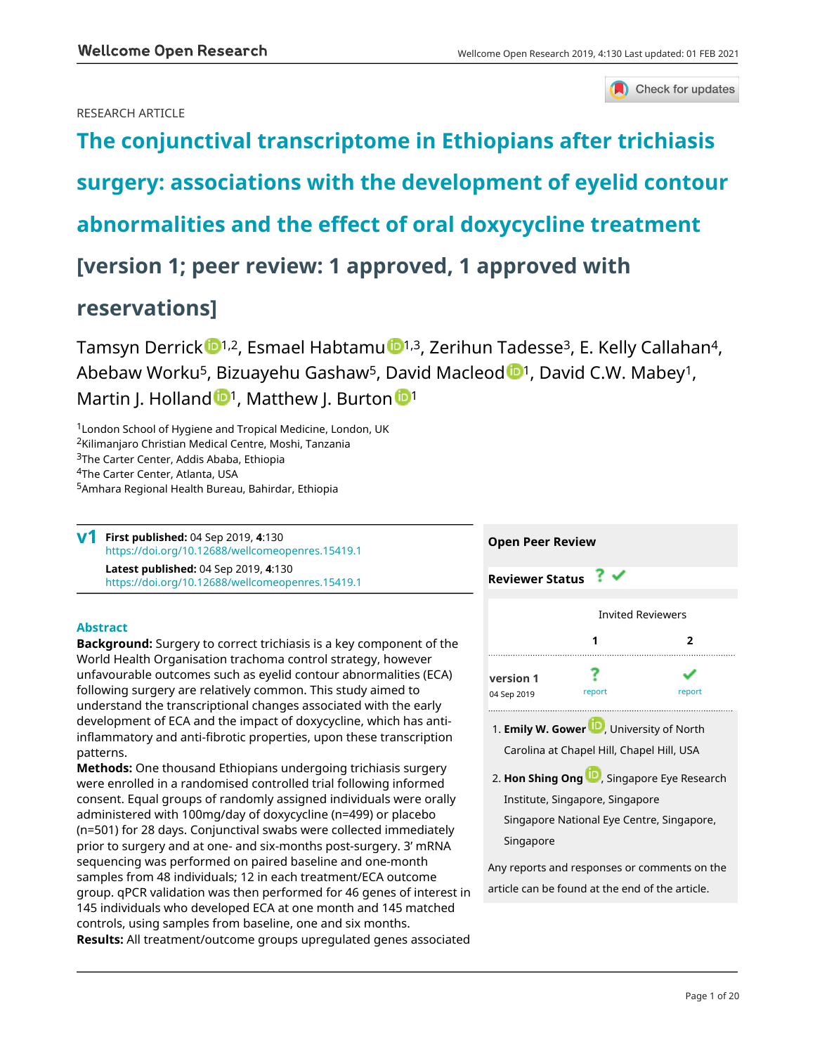RESEARCH ARTICLE

# The conjunctival transcriptome in Ethiopians after trichiasis surgery: associations with the development of eyelid contour abnormalities and the effect of oral doxycycline treatment [version 1; peer review: 1 approved, 1 approved with reservations]

Tamsyn Derrick[1,2], Esmael Habtamu[1,3], Zerihun Tadesse[3], E. Kelly Callahan[4], Abebaw Worku[5], Bizuayehu Gashaw[5], David Macleod[1], David C.W. Mabey[1], Martin J. Holland[1], Matthew J. Burton[1]

[1]London School of Hygiene and Tropical Medicine, London, UK
[2]Kilimanjaro Christian Medical Centre, Moshi, Tanzania
[3]The Carter Center, Addis Ababa, Ethiopia
[4]The Carter Center, Atlanta, USA
[5]Amhara Regional Health Bureau, Bahirdar, Ethiopia

**v1** **First published:** 04 Sep 2019, **4**:130
https://doi.org/10.12688/wellcomeopenres.15419.1
**Latest published:** 04 Sep 2019, **4**:130
https://doi.org/10.12688/wellcomeopenres.15419.1

## Abstract

**Background:** Surgery to correct trichiasis is a key component of the World Health Organisation trachoma control strategy, however unfavourable outcomes such as eyelid contour abnormalities (ECA) following surgery are relatively common. This study aimed to understand the transcriptional changes associated with the early development of ECA and the impact of doxycycline, which has anti-inflammatory and anti-fibrotic properties, upon these transcription patterns.

**Methods:** One thousand Ethiopians undergoing trichiasis surgery were enrolled in a randomised controlled trial following informed consent. Equal groups of randomly assigned individuals were orally administered with 100mg/day of doxycycline (n=499) or placebo (n=501) for 28 days. Conjunctival swabs were collected immediately prior to surgery and at one- and six-months post-surgery. 3' mRNA sequencing was performed on paired baseline and one-month samples from 48 individuals; 12 in each treatment/ECA outcome group. qPCR validation was then performed for 46 genes of interest in 145 individuals who developed ECA at one month and 145 matched controls, using samples from baseline, one and six months.

**Results:** All treatment/outcome groups upregulated genes associated

**Open Peer Review**

**Reviewer Status** ? ✔

| | Invited Reviewers | |
|---|---|---|
| | **1** | **2** |
| **version 1** 04 Sep 2019 | ? report | ✔ report |

1. **Emily W. Gower**, University of North Carolina at Chapel Hill, Chapel Hill, USA

2. **Hon Shing Ong**, Singapore Eye Research Institute, Singapore, Singapore
Singapore National Eye Centre, Singapore, Singapore

Any reports and responses or comments on the article can be found at the end of the article.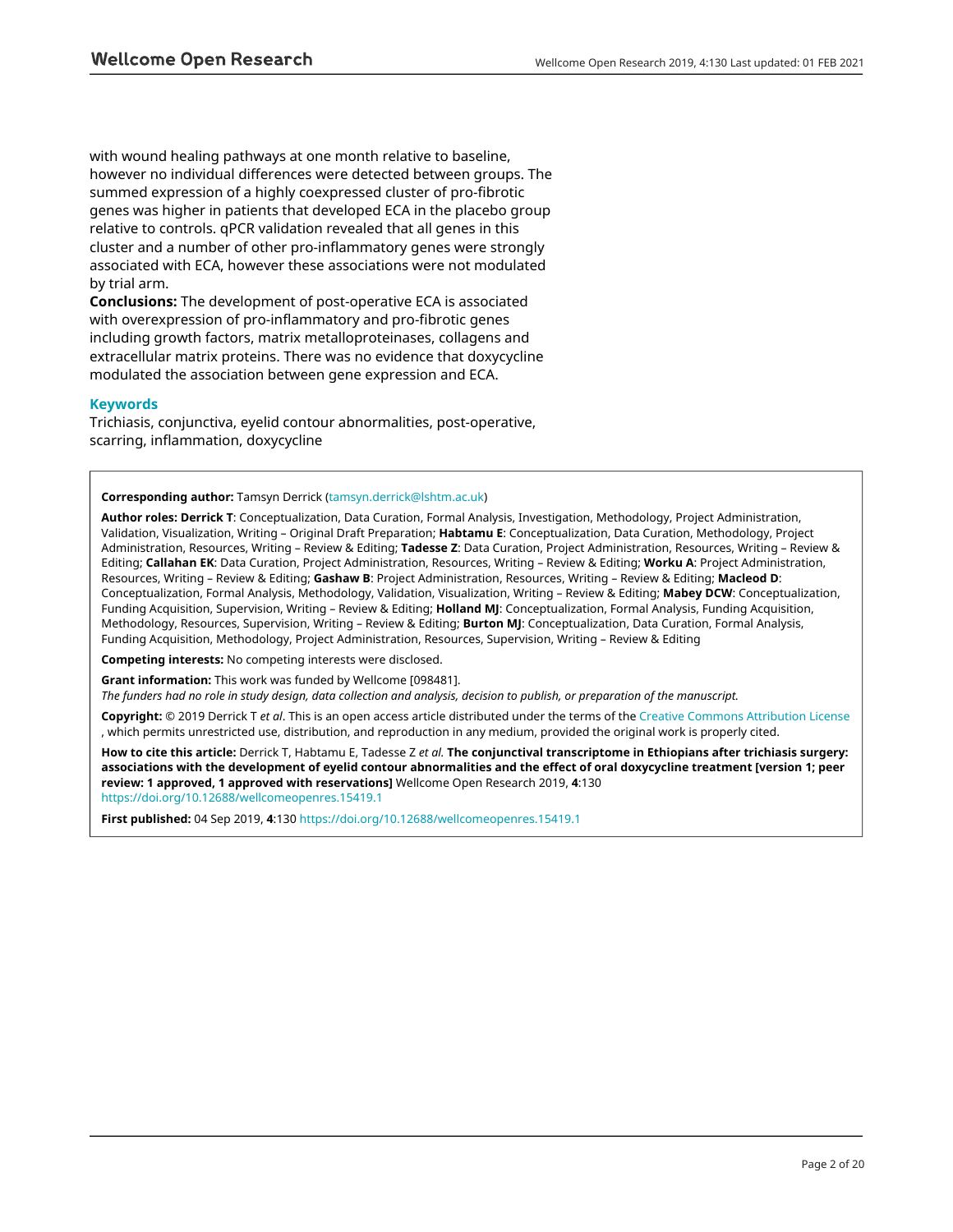with wound healing pathways at one month relative to baseline, however no individual differences were detected between groups. The summed expression of a highly coexpressed cluster of pro-fibrotic genes was higher in patients that developed ECA in the placebo group relative to controls. qPCR validation revealed that all genes in this cluster and a number of other pro-inflammatory genes were strongly associated with ECA, however these associations were not modulated by trial arm.

**Conclusions:** The development of post-operative ECA is associated with overexpression of pro-inflammatory and pro-fibrotic genes including growth factors, matrix metalloproteinases, collagens and extracellular matrix proteins. There was no evidence that doxycycline modulated the association between gene expression and ECA.

### Keywords

Trichiasis, conjunctiva, eyelid contour abnormalities, post-operative, scarring, inflammation, doxycycline

**Corresponding author:** Tamsyn Derrick (tamsyn.derrick@lshtm.ac.uk)

**Author roles: Derrick T**: Conceptualization, Data Curation, Formal Analysis, Investigation, Methodology, Project Administration, Validation, Visualization, Writing – Original Draft Preparation; **Habtamu E**: Conceptualization, Data Curation, Methodology, Project Administration, Resources, Writing – Review & Editing; **Tadesse Z**: Data Curation, Project Administration, Resources, Writing – Review & Editing; **Callahan EK**: Data Curation, Project Administration, Resources, Writing – Review & Editing; **Worku A**: Project Administration, Resources, Writing – Review & Editing; **Gashaw B**: Project Administration, Resources, Writing – Review & Editing; **Macleod D**: Conceptualization, Formal Analysis, Methodology, Validation, Visualization, Writing – Review & Editing; **Mabey DCW**: Conceptualization, Funding Acquisition, Supervision, Writing – Review & Editing; **Holland MJ**: Conceptualization, Formal Analysis, Funding Acquisition, Methodology, Resources, Supervision, Writing – Review & Editing; **Burton MJ**: Conceptualization, Data Curation, Formal Analysis, Funding Acquisition, Methodology, Project Administration, Resources, Supervision, Writing – Review & Editing

**Competing interests:** No competing interests were disclosed.

**Grant information:** This work was funded by Wellcome [098481].
*The funders had no role in study design, data collection and analysis, decision to publish, or preparation of the manuscript.*

**Copyright:** © 2019 Derrick T *et al*. This is an open access article distributed under the terms of the Creative Commons Attribution License, which permits unrestricted use, distribution, and reproduction in any medium, provided the original work is properly cited.

**How to cite this article:** Derrick T, Habtamu E, Tadesse Z *et al.* **The conjunctival transcriptome in Ethiopians after trichiasis surgery: associations with the development of eyelid contour abnormalities and the effect of oral doxycycline treatment [version 1; peer review: 1 approved, 1 approved with reservations]** Wellcome Open Research 2019, **4**:130 https://doi.org/10.12688/wellcomeopenres.15419.1

**First published:** 04 Sep 2019, **4**:130 https://doi.org/10.12688/wellcomeopenres.15419.1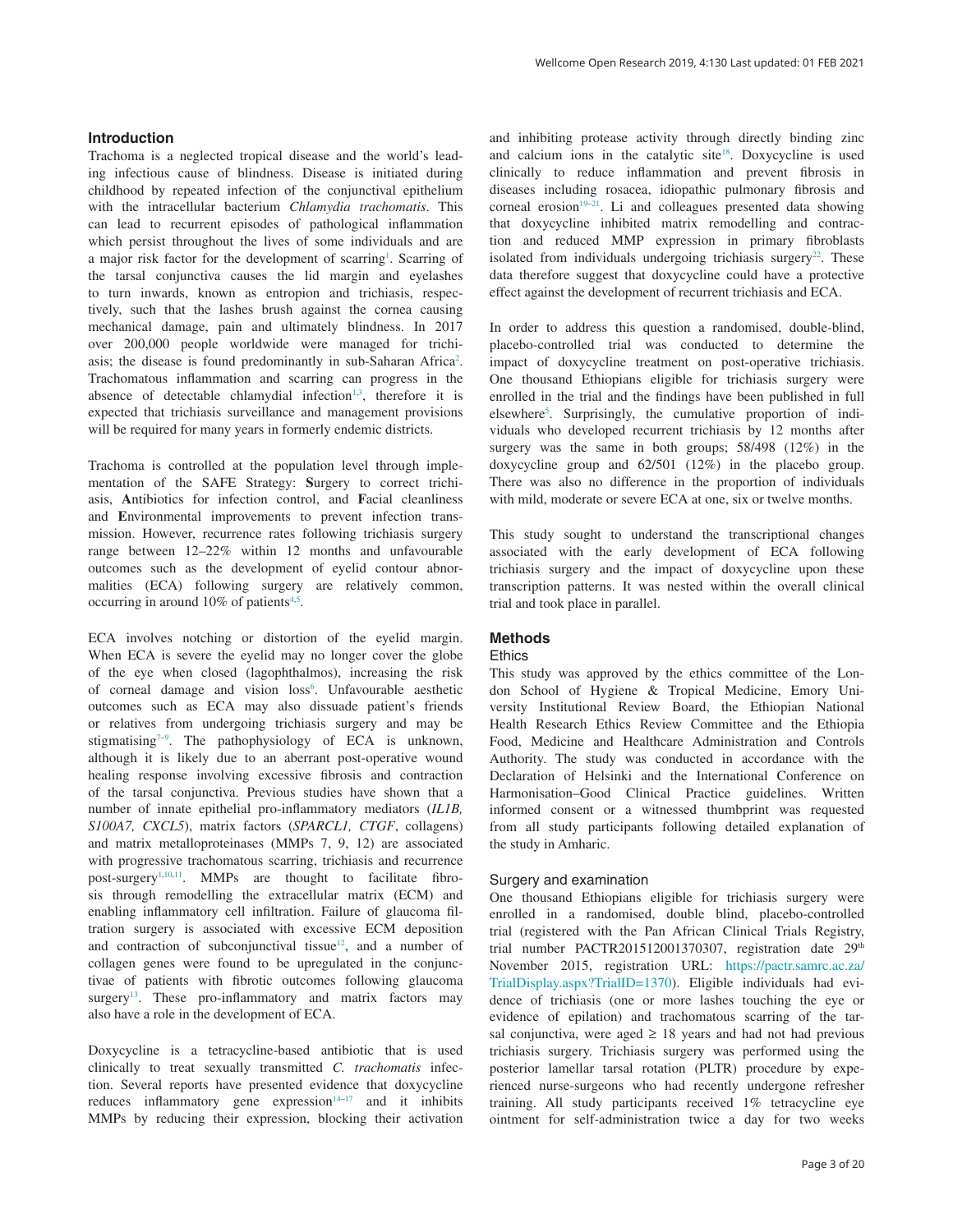## Introduction

Trachoma is a neglected tropical disease and the world's leading infectious cause of blindness. Disease is initiated during childhood by repeated infection of the conjunctival epithelium with the intracellular bacterium *Chlamydia trachomatis*. This can lead to recurrent episodes of pathological inflammation which persist throughout the lives of some individuals and are a major risk factor for the development of scarring[1]. Scarring of the tarsal conjunctiva causes the lid margin and eyelashes to turn inwards, known as entropion and trichiasis, respectively, such that the lashes brush against the cornea causing mechanical damage, pain and ultimately blindness. In 2017 over 200,000 people worldwide were managed for trichiasis; the disease is found predominantly in sub-Saharan Africa[2]. Trachomatous inflammation and scarring can progress in the absence of detectable chlamydial infection[1,3], therefore it is expected that trichiasis surveillance and management provisions will be required for many years in formerly endemic districts.

Trachoma is controlled at the population level through implementation of the SAFE Strategy: **S**urgery to correct trichiasis, **A**ntibiotics for infection control, and **F**acial cleanliness and **E**nvironmental improvements to prevent infection transmission. However, recurrence rates following trichiasis surgery range between 12–22% within 12 months and unfavourable outcomes such as the development of eyelid contour abnormalities (ECA) following surgery are relatively common, occurring in around 10% of patients[4,5].

ECA involves notching or distortion of the eyelid margin. When ECA is severe the eyelid may no longer cover the globe of the eye when closed (lagophthalmos), increasing the risk of corneal damage and vision loss[6]. Unfavourable aesthetic outcomes such as ECA may also dissuade patient's friends or relatives from undergoing trichiasis surgery and may be stigmatising[7–9]. The pathophysiology of ECA is unknown, although it is likely due to an aberrant post-operative wound healing response involving excessive fibrosis and contraction of the tarsal conjunctiva. Previous studies have shown that a number of innate epithelial pro-inflammatory mediators (*IL1B, S100A7, CXCL5*), matrix factors (*SPARCL1, CTGF*, collagens) and matrix metalloproteinases (MMPs 7, 9, 12) are associated with progressive trachomatous scarring, trichiasis and recurrence post-surgery[1,10,11]. MMPs are thought to facilitate fibrosis through remodelling the extracellular matrix (ECM) and enabling inflammatory cell infiltration. Failure of glaucoma filtration surgery is associated with excessive ECM deposition and contraction of subconjunctival tissue[12], and a number of collagen genes were found to be upregulated in the conjunctivae of patients with fibrotic outcomes following glaucoma surgery[13]. These pro-inflammatory and matrix factors may also have a role in the development of ECA.

Doxycycline is a tetracycline-based antibiotic that is used clinically to treat sexually transmitted *C. trachomatis* infection. Several reports have presented evidence that doxycycline reduces inflammatory gene expression[14–17] and it inhibits MMPs by reducing their expression, blocking their activation and inhibiting protease activity through directly binding zinc and calcium ions in the catalytic site[18]. Doxycycline is used clinically to reduce inflammation and prevent fibrosis in diseases including rosacea, idiopathic pulmonary fibrosis and corneal erosion[19–21]. Li and colleagues presented data showing that doxycycline inhibited matrix remodelling and contraction and reduced MMP expression in primary fibroblasts isolated from individuals undergoing trichiasis surgery[22]. These data therefore suggest that doxycycline could have a protective effect against the development of recurrent trichiasis and ECA.

In order to address this question a randomised, double-blind, placebo-controlled trial was conducted to determine the impact of doxycycline treatment on post-operative trichiasis. One thousand Ethiopians eligible for trichiasis surgery were enrolled in the trial and the findings have been published in full elsewhere[5]. Surprisingly, the cumulative proportion of individuals who developed recurrent trichiasis by 12 months after surgery was the same in both groups; 58/498 (12%) in the doxycycline group and 62/501 (12%) in the placebo group. There was also no difference in the proportion of individuals with mild, moderate or severe ECA at one, six or twelve months.

This study sought to understand the transcriptional changes associated with the early development of ECA following trichiasis surgery and the impact of doxycycline upon these transcription patterns. It was nested within the overall clinical trial and took place in parallel.

## Methods

### Ethics

This study was approved by the ethics committee of the London School of Hygiene & Tropical Medicine, Emory University Institutional Review Board, the Ethiopian National Health Research Ethics Review Committee and the Ethiopia Food, Medicine and Healthcare Administration and Controls Authority. The study was conducted in accordance with the Declaration of Helsinki and the International Conference on Harmonisation–Good Clinical Practice guidelines. Written informed consent or a witnessed thumbprint was requested from all study participants following detailed explanation of the study in Amharic.

### Surgery and examination

One thousand Ethiopians eligible for trichiasis surgery were enrolled in a randomised, double blind, placebo-controlled trial (registered with the Pan African Clinical Trials Registry, trial number PACTR201512001370307, registration date 29th November 2015, registration URL: https://pactr.samrc.ac.za/TrialDisplay.aspx?TrialID=1370). Eligible individuals had evidence of trichiasis (one or more lashes touching the eye or evidence of epilation) and trachomatous scarring of the tarsal conjunctiva, were aged ≥ 18 years and had not had previous trichiasis surgery. Trichiasis surgery was performed using the posterior lamellar tarsal rotation (PLTR) procedure by experienced nurse-surgeons who had recently undergone refresher training. All study participants received 1% tetracycline eye ointment for self-administration twice a day for two weeks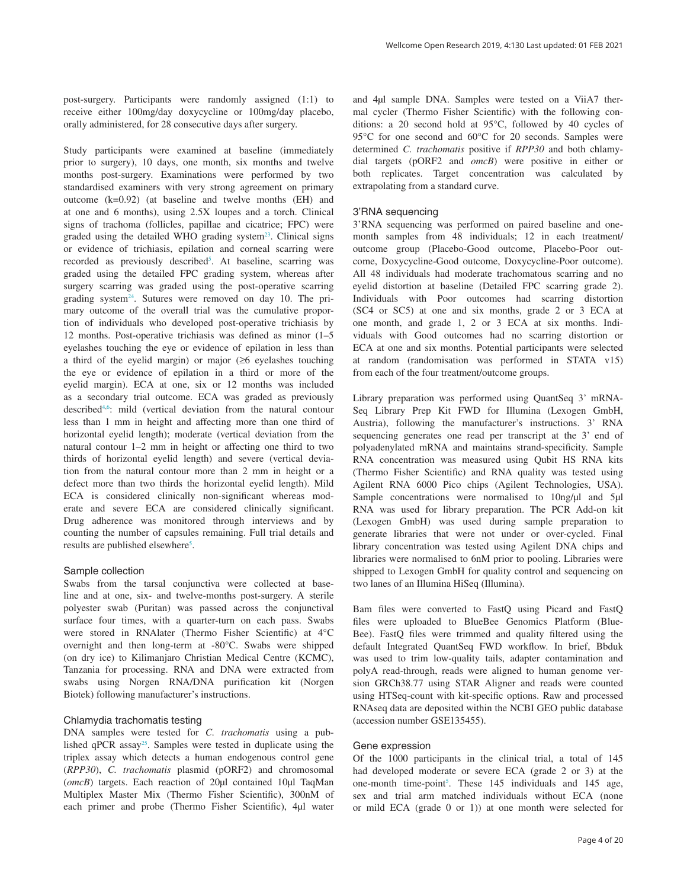post-surgery. Participants were randomly assigned (1:1) to receive either 100mg/day doxycycline or 100mg/day placebo, orally administered, for 28 consecutive days after surgery.

Study participants were examined at baseline (immediately prior to surgery), 10 days, one month, six months and twelve months post-surgery. Examinations were performed by two standardised examiners with very strong agreement on primary outcome (k=0.92) (at baseline and twelve months (EH) and at one and 6 months), using 2.5X loupes and a torch. Clinical signs of trachoma (follicles, papillae and cicatrice; FPC) were graded using the detailed WHO grading system[23]. Clinical signs or evidence of trichiasis, epilation and corneal scarring were recorded as previously described[5]. At baseline, scarring was graded using the detailed FPC grading system, whereas after surgery scarring was graded using the post-operative scarring grading system[24]. Sutures were removed on day 10. The primary outcome of the overall trial was the cumulative proportion of individuals who developed post-operative trichiasis by 12 months. Post-operative trichiasis was defined as minor (1–5 eyelashes touching the eye or evidence of epilation in less than a third of the eyelid margin) or major (≥6 eyelashes touching the eye or evidence of epilation in a third or more of the eyelid margin). ECA at one, six or 12 months was included as a secondary trial outcome. ECA was graded as previously described[4,6]: mild (vertical deviation from the natural contour less than 1 mm in height and affecting more than one third of horizontal eyelid length); moderate (vertical deviation from the natural contour 1–2 mm in height or affecting one third to two thirds of horizontal eyelid length) and severe (vertical deviation from the natural contour more than 2 mm in height or a defect more than two thirds the horizontal eyelid length). Mild ECA is considered clinically non-significant whereas moderate and severe ECA are considered clinically significant. Drug adherence was monitored through interviews and by counting the number of capsules remaining. Full trial details and results are published elsewhere[5].

### Sample collection

Swabs from the tarsal conjunctiva were collected at baseline and at one, six- and twelve-months post-surgery. A sterile polyester swab (Puritan) was passed across the conjunctival surface four times, with a quarter-turn on each pass. Swabs were stored in RNAlater (Thermo Fisher Scientific) at 4°C overnight and then long-term at -80°C. Swabs were shipped (on dry ice) to Kilimanjaro Christian Medical Centre (KCMC), Tanzania for processing. RNA and DNA were extracted from swabs using Norgen RNA/DNA purification kit (Norgen Biotek) following manufacturer's instructions.

### Chlamydia trachomatis testing

DNA samples were tested for *C. trachomatis* using a published qPCR assay[25]. Samples were tested in duplicate using the triplex assay which detects a human endogenous control gene (*RPP30*), *C. trachomatis* plasmid (pORF2) and chromosomal (*omcB*) targets. Each reaction of 20µl contained 10µl TaqMan Multiplex Master Mix (Thermo Fisher Scientific), 300nM of each primer and probe (Thermo Fisher Scientific), 4µl water and 4µl sample DNA. Samples were tested on a ViiA7 thermal cycler (Thermo Fisher Scientific) with the following conditions: a 20 second hold at 95°C, followed by 40 cycles of 95°C for one second and 60°C for 20 seconds. Samples were determined *C. trachomatis* positive if *RPP30* and both chlamydial targets (pORF2 and *omcB*) were positive in either or both replicates. Target concentration was calculated by extrapolating from a standard curve.

### 3'RNA sequencing

3'RNA sequencing was performed on paired baseline and one-month samples from 48 individuals; 12 in each treatment/outcome group (Placebo-Good outcome, Placebo-Poor outcome, Doxycycline-Good outcome, Doxycycline-Poor outcome). All 48 individuals had moderate trachomatous scarring and no eyelid distortion at baseline (Detailed FPC scarring grade 2). Individuals with Poor outcomes had scarring distortion (SC4 or SC5) at one and six months, grade 2 or 3 ECA at one month, and grade 1, 2 or 3 ECA at six months. Individuals with Good outcomes had no scarring distortion or ECA at one and six months. Potential participants were selected at random (randomisation was performed in STATA v15) from each of the four treatment/outcome groups.

Library preparation was performed using QuantSeq 3' mRNA-Seq Library Prep Kit FWD for Illumina (Lexogen GmbH, Austria), following the manufacturer's instructions. 3' RNA sequencing generates one read per transcript at the 3' end of polyadenylated mRNA and maintains strand-specificity. Sample RNA concentration was measured using Qubit HS RNA kits (Thermo Fisher Scientific) and RNA quality was tested using Agilent RNA 6000 Pico chips (Agilent Technologies, USA). Sample concentrations were normalised to 10ng/µl and 5µl RNA was used for library preparation. The PCR Add-on kit (Lexogen GmbH) was used during sample preparation to generate libraries that were not under or over-cycled. Final library concentration was tested using Agilent DNA chips and libraries were normalised to 6nM prior to pooling. Libraries were shipped to Lexogen GmbH for quality control and sequencing on two lanes of an Illumina HiSeq (Illumina).

Bam files were converted to FastQ using Picard and FastQ files were uploaded to BlueBee Genomics Platform (BlueBee). FastQ files were trimmed and quality filtered using the default Integrated QuantSeq FWD workflow. In brief, Bbduk was used to trim low-quality tails, adapter contamination and polyA read-through, reads were aligned to human genome version GRCh38.77 using STAR Aligner and reads were counted using HTSeq-count with kit-specific options. Raw and processed RNAseq data are deposited within the NCBI GEO public database (accession number GSE135455).

### Gene expression

Of the 1000 participants in the clinical trial, a total of 145 had developed moderate or severe ECA (grade 2 or 3) at the one-month time-point[5]. These 145 individuals and 145 age, sex and trial arm matched individuals without ECA (none or mild ECA (grade 0 or 1)) at one month were selected for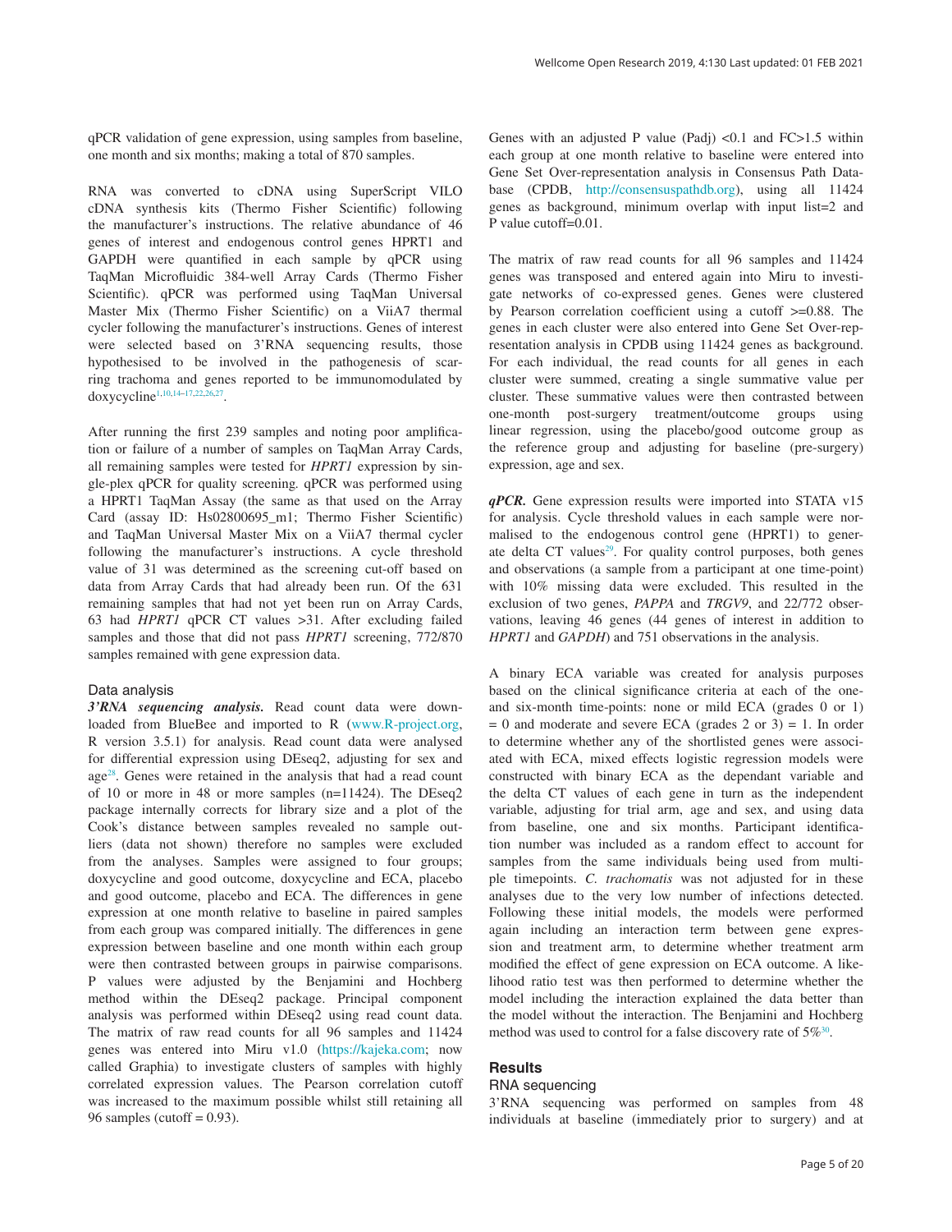qPCR validation of gene expression, using samples from baseline, one month and six months; making a total of 870 samples.

RNA was converted to cDNA using SuperScript VILO cDNA synthesis kits (Thermo Fisher Scientific) following the manufacturer's instructions. The relative abundance of 46 genes of interest and endogenous control genes HPRT1 and GAPDH were quantified in each sample by qPCR using TaqMan Microfluidic 384-well Array Cards (Thermo Fisher Scientific). qPCR was performed using TaqMan Universal Master Mix (Thermo Fisher Scientific) on a ViiA7 thermal cycler following the manufacturer's instructions. Genes of interest were selected based on 3'RNA sequencing results, those hypothesised to be involved in the pathogenesis of scarring trachoma and genes reported to be immunomodulated by doxycycline[1,10,14–17,22,26,27].

After running the first 239 samples and noting poor amplification or failure of a number of samples on TaqMan Array Cards, all remaining samples were tested for *HPRT1* expression by single-plex qPCR for quality screening. qPCR was performed using a HPRT1 TaqMan Assay (the same as that used on the Array Card (assay ID: Hs02800695_m1; Thermo Fisher Scientific) and TaqMan Universal Master Mix on a ViiA7 thermal cycler following the manufacturer's instructions. A cycle threshold value of 31 was determined as the screening cut-off based on data from Array Cards that had already been run. Of the 631 remaining samples that had not yet been run on Array Cards, 63 had *HPRT1* qPCR CT values >31. After excluding failed samples and those that did not pass *HPRT1* screening, 772/870 samples remained with gene expression data.

### Data analysis

***3'RNA sequencing analysis.*** Read count data were downloaded from BlueBee and imported to R (www.R-project.org, R version 3.5.1) for analysis. Read count data were analysed for differential expression using DEseq2, adjusting for sex and age[28]. Genes were retained in the analysis that had a read count of 10 or more in 48 or more samples (n=11424). The DEseq2 package internally corrects for library size and a plot of the Cook's distance between samples revealed no sample outliers (data not shown) therefore no samples were excluded from the analyses. Samples were assigned to four groups; doxycycline and good outcome, doxycycline and ECA, placebo and good outcome, placebo and ECA. The differences in gene expression at one month relative to baseline in paired samples from each group was compared initially. The differences in gene expression between baseline and one month within each group were then contrasted between groups in pairwise comparisons. P values were adjusted by the Benjamini and Hochberg method within the DEseq2 package. Principal component analysis was performed within DEseq2 using read count data. The matrix of raw read counts for all 96 samples and 11424 genes was entered into Miru v1.0 (https://kajeka.com; now called Graphia) to investigate clusters of samples with highly correlated expression values. The Pearson correlation cutoff was increased to the maximum possible whilst still retaining all 96 samples (cutoff = 0.93).

Genes with an adjusted P value (Padj) <0.1 and FC>1.5 within each group at one month relative to baseline were entered into Gene Set Over-representation analysis in Consensus Path Database (CPDB, http://consensuspathdb.org), using all 11424 genes as background, minimum overlap with input list=2 and P value cutoff=0.01.

The matrix of raw read counts for all 96 samples and 11424 genes was transposed and entered again into Miru to investigate networks of co-expressed genes. Genes were clustered by Pearson correlation coefficient using a cutoff >=0.88. The genes in each cluster were also entered into Gene Set Over-representation analysis in CPDB using 11424 genes as background. For each individual, the read counts for all genes in each cluster were summed, creating a single summative value per cluster. These summative values were then contrasted between one-month post-surgery treatment/outcome groups using linear regression, using the placebo/good outcome group as the reference group and adjusting for baseline (pre-surgery) expression, age and sex.

***qPCR.*** Gene expression results were imported into STATA v15 for analysis. Cycle threshold values in each sample were normalised to the endogenous control gene (HPRT1) to generate delta CT values[29]. For quality control purposes, both genes and observations (a sample from a participant at one time-point) with 10% missing data were excluded. This resulted in the exclusion of two genes, *PAPPA* and *TRGV9*, and 22/772 observations, leaving 46 genes (44 genes of interest in addition to *HPRT1* and *GAPDH*) and 751 observations in the analysis.

A binary ECA variable was created for analysis purposes based on the clinical significance criteria at each of the one- and six-month time-points: none or mild ECA (grades 0 or 1) = 0 and moderate and severe ECA (grades 2 or 3) = 1. In order to determine whether any of the shortlisted genes were associated with ECA, mixed effects logistic regression models were constructed with binary ECA as the dependant variable and the delta CT values of each gene in turn as the independent variable, adjusting for trial arm, age and sex, and using data from baseline, one and six months. Participant identification number was included as a random effect to account for samples from the same individuals being used from multiple timepoints. *C. trachomatis* was not adjusted for in these analyses due to the very low number of infections detected. Following these initial models, the models were performed again including an interaction term between gene expression and treatment arm, to determine whether treatment arm modified the effect of gene expression on ECA outcome. A likelihood ratio test was then performed to determine whether the model including the interaction explained the data better than the model without the interaction. The Benjamini and Hochberg method was used to control for a false discovery rate of 5%[30].

## Results

### RNA sequencing

3'RNA sequencing was performed on samples from 48 individuals at baseline (immediately prior to surgery) and at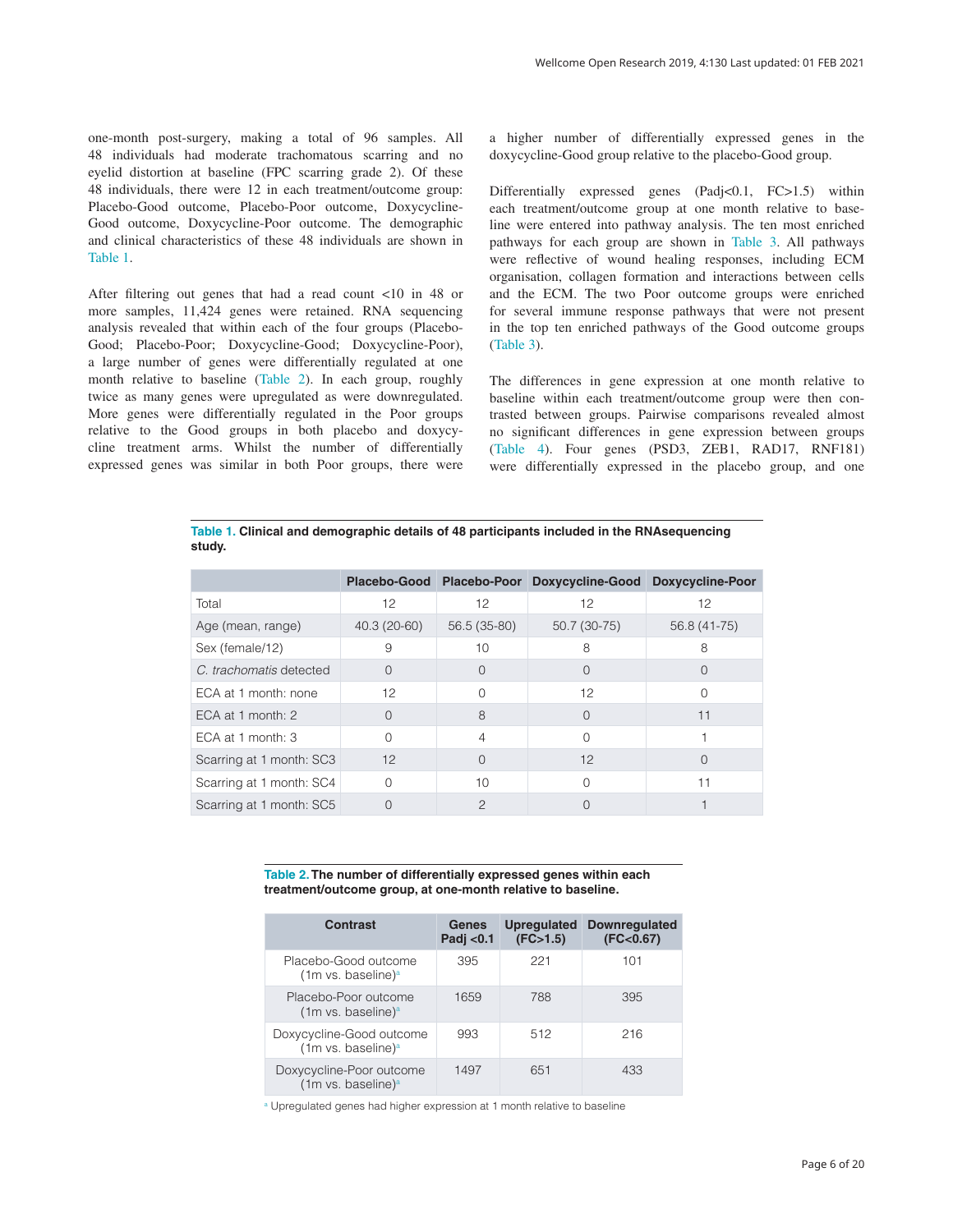one-month post-surgery, making a total of 96 samples. All 48 individuals had moderate trachomatous scarring and no eyelid distortion at baseline (FPC scarring grade 2). Of these 48 individuals, there were 12 in each treatment/outcome group: Placebo-Good outcome, Placebo-Poor outcome, Doxycycline-Good outcome, Doxycycline-Poor outcome. The demographic and clinical characteristics of these 48 individuals are shown in Table 1.

After filtering out genes that had a read count <10 in 48 or more samples, 11,424 genes were retained. RNA sequencing analysis revealed that within each of the four groups (Placebo-Good; Placebo-Poor; Doxycycline-Good; Doxycycline-Poor), a large number of genes were differentially regulated at one month relative to baseline (Table 2). In each group, roughly twice as many genes were upregulated as were downregulated. More genes were differentially regulated in the Poor groups relative to the Good groups in both placebo and doxycycline treatment arms. Whilst the number of differentially expressed genes was similar in both Poor groups, there were a higher number of differentially expressed genes in the doxycycline-Good group relative to the placebo-Good group.

Differentially expressed genes (Padj<0.1, FC>1.5) within each treatment/outcome group at one month relative to baseline were entered into pathway analysis. The ten most enriched pathways for each group are shown in Table 3. All pathways were reflective of wound healing responses, including ECM organisation, collagen formation and interactions between cells and the ECM. The two Poor outcome groups were enriched for several immune response pathways that were not present in the top ten enriched pathways of the Good outcome groups (Table 3).

The differences in gene expression at one month relative to baseline within each treatment/outcome group were then contrasted between groups. Pairwise comparisons revealed almost no significant differences in gene expression between groups (Table 4). Four genes (PSD3, ZEB1, RAD17, RNF181) were differentially expressed in the placebo group, and one

**Table 1. Clinical and demographic details of 48 participants included in the RNAsequencing study.**

| | Placebo-Good | Placebo-Poor | Doxycycline-Good | Doxycycline-Poor |
|---|---|---|---|---|
| Total | 12 | 12 | 12 | 12 |
| Age (mean, range) | 40.3 (20-60) | 56.5 (35-80) | 50.7 (30-75) | 56.8 (41-75) |
| Sex (female/12) | 9 | 10 | 8 | 8 |
| *C. trachomatis* detected | 0 | 0 | 0 | 0 |
| ECA at 1 month: none | 12 | 0 | 12 | 0 |
| ECA at 1 month: 2 | 0 | 8 | 0 | 11 |
| ECA at 1 month: 3 | 0 | 4 | 0 | 1 |
| Scarring at 1 month: SC3 | 12 | 0 | 12 | 0 |
| Scarring at 1 month: SC4 | 0 | 10 | 0 | 11 |
| Scarring at 1 month: SC5 | 0 | 2 | 0 | 1 |

**Table 2. The number of differentially expressed genes within each treatment/outcome group, at one-month relative to baseline.**

| Contrast | Genes Padj <0.1 | Upregulated (FC>1.5) | Downregulated (FC<0.67) |
|---|---|---|---|
| Placebo-Good outcome (1m vs. baseline)[a] | 395 | 221 | 101 |
| Placebo-Poor outcome (1m vs. baseline)[a] | 1659 | 788 | 395 |
| Doxycycline-Good outcome (1m vs. baseline)[a] | 993 | 512 | 216 |
| Doxycycline-Poor outcome (1m vs. baseline)[a] | 1497 | 651 | 433 |

[a] Upregulated genes had higher expression at 1 month relative to baseline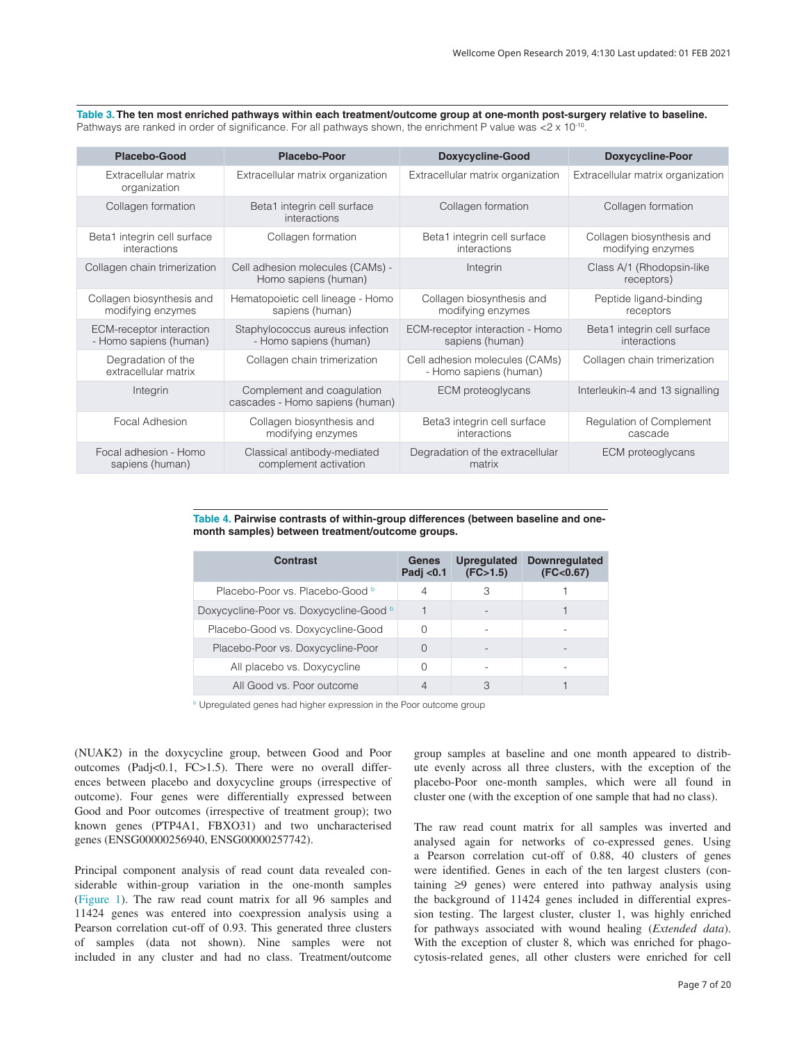**Table 3. The ten most enriched pathways within each treatment/outcome group at one-month post-surgery relative to baseline.** Pathways are ranked in order of significance. For all pathways shown, the enrichment P value was $<2 \times 10^{-10}$.

| Placebo-Good | Placebo-Poor | Doxycycline-Good | Doxycycline-Poor |
|---|---|---|---|
| Extracellular matrix organization | Extracellular matrix organization | Extracellular matrix organization | Extracellular matrix organization |
| Collagen formation | Beta1 integrin cell surface interactions | Collagen formation | Collagen formation |
| Beta1 integrin cell surface interactions | Collagen formation | Beta1 integrin cell surface interactions | Collagen biosynthesis and modifying enzymes |
| Collagen chain trimerization | Cell adhesion molecules (CAMs) - Homo sapiens (human) | Integrin | Class A/1 (Rhodopsin-like receptors) |
| Collagen biosynthesis and modifying enzymes | Hematopoietic cell lineage - Homo sapiens (human) | Collagen biosynthesis and modifying enzymes | Peptide ligand-binding receptors |
| ECM-receptor interaction - Homo sapiens (human) | Staphylococcus aureus infection - Homo sapiens (human) | ECM-receptor interaction - Homo sapiens (human) | Beta1 integrin cell surface interactions |
| Degradation of the extracellular matrix | Collagen chain trimerization | Cell adhesion molecules (CAMs) - Homo sapiens (human) | Collagen chain trimerization |
| Integrin | Complement and coagulation cascades - Homo sapiens (human) | ECM proteoglycans | Interleukin-4 and 13 signalling |
| Focal Adhesion | Collagen biosynthesis and modifying enzymes | Beta3 integrin cell surface interactions | Regulation of Complement cascade |
| Focal adhesion - Homo sapiens (human) | Classical antibody-mediated complement activation | Degradation of the extracellular matrix | ECM proteoglycans |

**Table 4. Pairwise contrasts of within-group differences (between baseline and one-month samples) between treatment/outcome groups.**

| Contrast | Genes Padj <0.1 | Upregulated (FC>1.5) | Downregulated (FC<0.67) |
|---|---|---|---|
| Placebo-Poor vs. Placebo-Good [b] | 4 | 3 | 1 |
| Doxycycline-Poor vs. Doxycycline-Good [b] | 1 | - | 1 |
| Placebo-Good vs. Doxycycline-Good | 0 | - | - |
| Placebo-Poor vs. Doxycycline-Poor | 0 | - | - |
| All placebo vs. Doxycycline | 0 | - | - |
| All Good vs. Poor outcome | 4 | 3 | 1 |

[b] Upregulated genes had higher expression in the Poor outcome group

(NUAK2) in the doxycycline group, between Good and Poor outcomes (Padj<0.1, FC>1.5). There were no overall differences between placebo and doxycycline groups (irrespective of outcome). Four genes were differentially expressed between Good and Poor outcomes (irrespective of treatment group); two known genes (PTP4A1, FBXO31) and two uncharacterised genes (ENSG00000256940, ENSG00000257742).

Principal component analysis of read count data revealed considerable within-group variation in the one-month samples (Figure 1). The raw read count matrix for all 96 samples and 11424 genes was entered into coexpression analysis using a Pearson correlation cut-off of 0.93. This generated three clusters of samples (data not shown). Nine samples were not included in any cluster and had no class. Treatment/outcome group samples at baseline and one month appeared to distribute evenly across all three clusters, with the exception of the placebo-Poor one-month samples, which were all found in cluster one (with the exception of one sample that had no class).

The raw read count matrix for all samples was inverted and analysed again for networks of co-expressed genes. Using a Pearson correlation cut-off of 0.88, 40 clusters of genes were identified. Genes in each of the ten largest clusters (containing ≥9 genes) were entered into pathway analysis using the background of 11424 genes included in differential expression testing. The largest cluster, cluster 1, was highly enriched for pathways associated with wound healing (*Extended data*). With the exception of cluster 8, which was enriched for phagocytosis-related genes, all other clusters were enriched for cell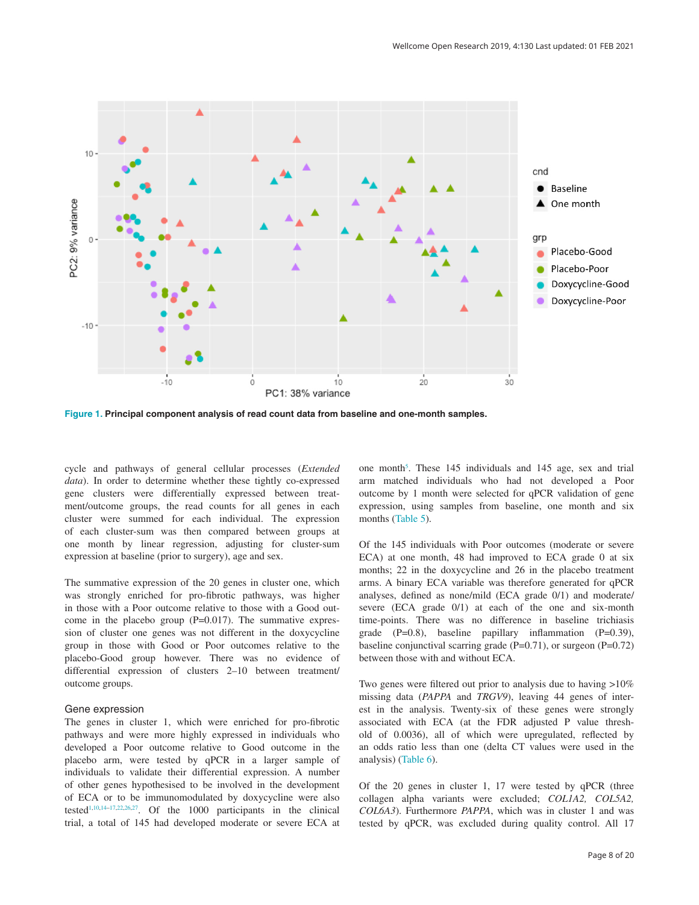**Figure 1. Principal component analysis of read count data from baseline and one-month samples.**

cycle and pathways of general cellular processes (*Extended data*). In order to determine whether these tightly co-expressed gene clusters were differentially expressed between treatment/outcome groups, the read counts for all genes in each cluster were summed for each individual. The expression of each cluster-sum was then compared between groups at one month by linear regression, adjusting for cluster-sum expression at baseline (prior to surgery), age and sex.

The summative expression of the 20 genes in cluster one, which was strongly enriched for pro-fibrotic pathways, was higher in those with a Poor outcome relative to those with a Good outcome in the placebo group (P=0.017). The summative expression of cluster one genes was not different in the doxycycline group in those with Good or Poor outcomes relative to the placebo-Good group however. There was no evidence of differential expression of clusters 2–10 between treatment/outcome groups.

### Gene expression

The genes in cluster 1, which were enriched for pro-fibrotic pathways and were more highly expressed in individuals who developed a Poor outcome relative to those with a Good outcome in the placebo arm, were tested by qPCR in a larger sample of individuals to validate their differential expression. A number of other genes hypothesised to be involved in the development of ECA or to be immunomodulated by doxycycline were also tested[1,10,14–17,22,26,27]. Of the 1000 participants in the clinical trial, a total of 145 had developed moderate or severe ECA at one month[5]. These 145 individuals and 145 age, sex and trial arm matched individuals who had not developed a Poor outcome by 1 month were selected for qPCR validation of gene expression, using samples from baseline, one month and six months (Table 5).

Of the 145 individuals with Poor outcomes (moderate or severe ECA) at one month, 48 had improved to ECA grade 0 at six months; 22 in the doxycycline and 26 in the placebo treatment arms. A binary ECA variable was therefore generated for qPCR analyses, defined as none/mild (ECA grade 0/1) and moderate/severe (ECA grade 0/1) at each of the one and six-month time-points. There was no difference in baseline trichiasis grade (P=0.8), baseline papillary inflammation (P=0.39), baseline conjunctival scarring grade (P=0.71), or surgeon (P=0.72) between those with and without ECA.

Two genes were filtered out prior to analysis due to having >10% missing data (*PAPPA* and *TRGV9*), leaving 44 genes of interest in the analysis. Twenty-six of these genes were strongly associated with ECA (at the FDR adjusted P value threshold of 0.0036), all of which were upregulated, reflected by an odds ratio less than one (delta CT values were used in the analysis) (Table 6).

Of the 20 genes in cluster 1, 17 were tested by qPCR (three collagen alpha variants were excluded; *COL1A2, COL5A2, COL6A3*). Furthermore *PAPPA*, which was in cluster 1 and was tested by qPCR, was excluded during quality control. All 17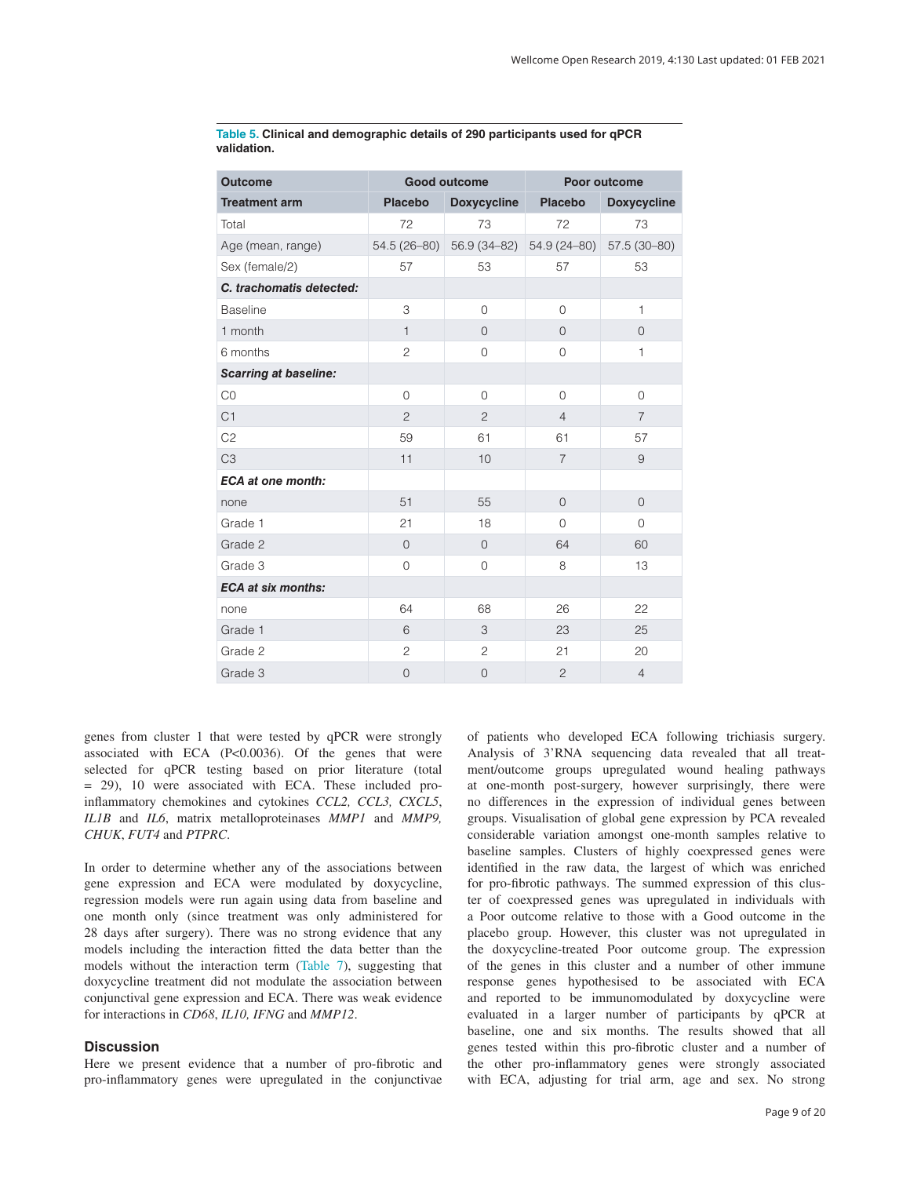**Table 5. Clinical and demographic details of 290 participants used for qPCR validation.**

| Outcome | Good outcome | | Poor outcome | |
|---|---|---|---|---|
| **Treatment arm** | **Placebo** | **Doxycycline** | **Placebo** | **Doxycycline** |
| Total | 72 | 73 | 72 | 73 |
| Age (mean, range) | 54.5 (26–80) | 56.9 (34–82) | 54.9 (24–80) | 57.5 (30–80) |
| Sex (female/2) | 57 | 53 | 57 | 53 |
| ***C. trachomatis detected:*** | | | | |
| Baseline | 3 | 0 | 0 | 1 |
| 1 month | 1 | 0 | 0 | 0 |
| 6 months | 2 | 0 | 0 | 1 |
| ***Scarring at baseline:*** | | | | |
| C0 | 0 | 0 | 0 | 0 |
| C1 | 2 | 2 | 4 | 7 |
| C2 | 59 | 61 | 61 | 57 |
| C3 | 11 | 10 | 7 | 9 |
| ***ECA at one month:*** | | | | |
| none | 51 | 55 | 0 | 0 |
| Grade 1 | 21 | 18 | 0 | 0 |
| Grade 2 | 0 | 0 | 64 | 60 |
| Grade 3 | 0 | 0 | 8 | 13 |
| ***ECA at six months:*** | | | | |
| none | 64 | 68 | 26 | 22 |
| Grade 1 | 6 | 3 | 23 | 25 |
| Grade 2 | 2 | 2 | 21 | 20 |
| Grade 3 | 0 | 0 | 2 | 4 |

genes from cluster 1 that were tested by qPCR were strongly associated with ECA ($P<0.0036$). Of the genes that were selected for qPCR testing based on prior literature (total = 29), 10 were associated with ECA. These included pro-inflammatory chemokines and cytokines *CCL2, CCL3, CXCL5*, *IL1B* and *IL6*, matrix metalloproteinases *MMP1* and *MMP9, CHUK*, *FUT4* and *PTPRC*.

In order to determine whether any of the associations between gene expression and ECA were modulated by doxycycline, regression models were run again using data from baseline and one month only (since treatment was only administered for 28 days after surgery). There was no strong evidence that any models including the interaction fitted the data better than the models without the interaction term (Table 7), suggesting that doxycycline treatment did not modulate the association between conjunctival gene expression and ECA. There was weak evidence for interactions in *CD68*, *IL10, IFNG* and *MMP12*.

## Discussion

Here we present evidence that a number of pro-fibrotic and pro-inflammatory genes were upregulated in the conjunctivae of patients who developed ECA following trichiasis surgery. Analysis of 3'RNA sequencing data revealed that all treatment/outcome groups upregulated wound healing pathways at one-month post-surgery, however surprisingly, there were no differences in the expression of individual genes between groups. Visualisation of global gene expression by PCA revealed considerable variation amongst one-month samples relative to baseline samples. Clusters of highly coexpressed genes were identified in the raw data, the largest of which was enriched for pro-fibrotic pathways. The summed expression of this cluster of coexpressed genes was upregulated in individuals with a Poor outcome relative to those with a Good outcome in the placebo group. However, this cluster was not upregulated in the doxycycline-treated Poor outcome group. The expression of the genes in this cluster and a number of other immune response genes hypothesised to be associated with ECA and reported to be immunomodulated by doxycycline were evaluated in a larger number of participants by qPCR at baseline, one and six months. The results showed that all genes tested within this pro-fibrotic cluster and a number of the other pro-inflammatory genes were strongly associated with ECA, adjusting for trial arm, age and sex. No strong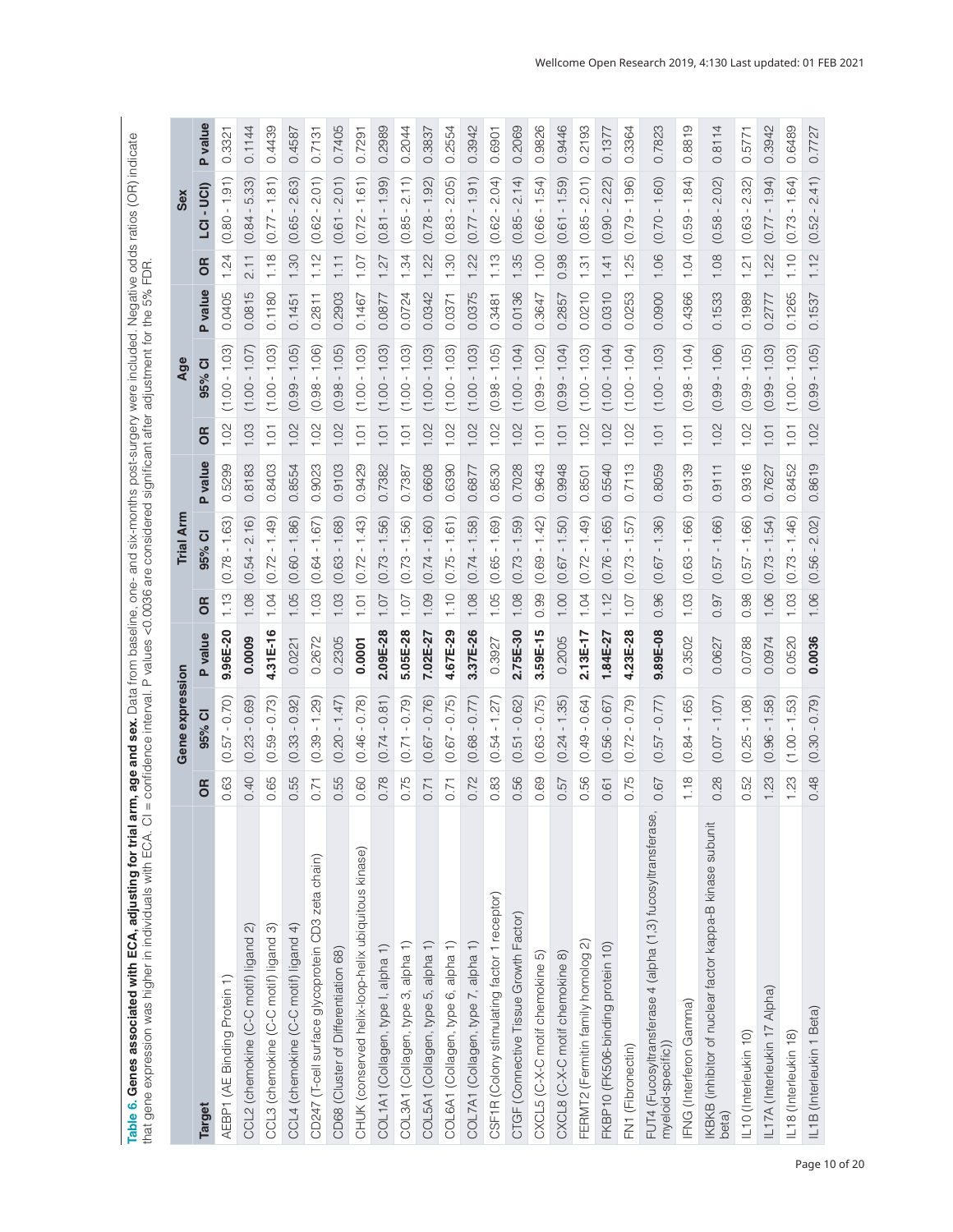**Table 6. Genes associated with ECA, adjusting for trial arm, age and sex.** Data from baseline, one- and six-months post-surgery were included. Negative odds ratios (OR) indicate that gene expression was higher in individuals with ECA. CI = confidence interval. P values <0.0036 are considered significant after adjustment for the 5% FDR.

| Target | Gene expression | | | Trial Arm | | | Age | | | Sex | | |
|---|---|---|---|---|---|---|---|---|---|---|---|---|
| | OR | 95% CI | P value | OR | 95% CI | P value | OR | 95% CI | P value | OR | LCI - UCI) | P value |
| AEBP1 (AE Binding Protein 1) | 0.63 | (0.57 - 0.70) | **9.96E-20** | 1.13 | (0.78 - 1.63) | 0.5299 | 1.02 | (1.00 - 1.03) | 0.0405 | 1.24 | (0.80 - 1.91) | 0.3321 |
| CCL2 (chemokine (C-C motif) ligand 2) | 0.40 | (0.23 - 0.69) | **0.0009** | 1.08 | (0.54 - 2.16) | 0.8183 | 1.03 | (1.00 - 1.07) | 0.0815 | 2.11 | (0.84 - 5.33) | 0.1144 |
| CCL3 (chemokine (C-C motif) ligand 3) | 0.65 | (0.59 - 0.73) | **4.31E-16** | 1.04 | (0.72 - 1.49) | 0.8403 | 1.01 | (1.00 - 1.03) | 0.1180 | 1.18 | (0.77 - 1.81) | 0.4439 |
| CCL4 (chemokine (C-C motif) ligand 4) | 0.55 | (0.33 - 0.92) | 0.0221 | 1.05 | (0.60 - 1.86) | 0.8554 | 1.02 | (0.99 - 1.05) | 0.1451 | 1.30 | (0.65 - 2.63) | 0.4587 |
| CD247 (T-cell surface glycoprotein CD3 zeta chain) | 0.71 | (0.39 - 1.29) | 0.2672 | 1.03 | (0.64 - 1.67) | 0.9023 | 1.02 | (0.98 - 1.06) | 0.2811 | 1.12 | (0.62 - 2.01) | 0.7131 |
| CD68 (Cluster of Differentiation 68) | 0.55 | (0.20 - 1.47) | 0.2305 | 1.03 | (0.63 - 1.68) | 0.9103 | 1.02 | (0.98 - 1.05) | 0.2903 | 1.11 | (0.61 - 2.01) | 0.7405 |
| CHUK (conserved helix-loop-helix ubiquitous kinase) | 0.60 | (0.46 - 0.78) | **0.0001** | 1.01 | (0.72 - 1.43) | 0.9429 | 1.01 | (1.00 - 1.03) | 0.1467 | 1.07 | (0.72 - 1.61) | 0.7291 |
| COL1A1 (Collagen, type I, alpha 1) | 0.78 | (0.74 - 0.81) | **2.09E-28** | 1.07 | (0.73 - 1.56) | 0.7382 | 1.01 | (1.00 - 1.03) | 0.0877 | 1.27 | (0.81 - 1.99) | 0.2989 |
| COL3A1 (Collagen, type 3, alpha 1) | 0.75 | (0.71 - 0.79) | **5.05E-28** | 1.07 | (0.73 - 1.56) | 0.7387 | 1.01 | (1.00 - 1.03) | 0.0724 | 1.34 | (0.85 - 2.11) | 0.2044 |
| COL5A1 (Collagen, type 5, alpha 1) | 0.71 | (0.67 - 0.76) | **7.02E-27** | 1.09 | (0.74 - 1.60) | 0.6608 | 1.02 | (1.00 - 1.03) | 0.0342 | 1.22 | (0.78 - 1.92) | 0.3837 |
| COL6A1 (Collagen, type 6, alpha 1) | 0.71 | (0.67 - 0.75) | **4.67E-29** | 1.10 | (0.75 - 1.61) | 0.6390 | 1.02 | (1.00 - 1.03) | 0.0371 | 1.30 | (0.83 - 2.05) | 0.2554 |
| COL7A1 (Collagen, type 7, alpha 1) | 0.72 | (0.68 - 0.77) | **3.37E-26** | 1.08 | (0.74 - 1.58) | 0.6877 | 1.02 | (1.00 - 1.03) | 0.0375 | 1.22 | (0.77 - 1.91) | 0.3942 |
| CSF1R (Colony stimulating factor 1 receptor) | 0.83 | (0.54 - 1.27) | 0.3927 | 1.05 | (0.65 - 1.69) | 0.8530 | 1.02 | (0.98 - 1.05) | 0.3481 | 1.13 | (0.62 - 2.04) | 0.6901 |
| CTGF (Connective Tissue Growth Factor) | 0.56 | (0.51 - 0.62) | **2.75E-30** | 1.08 | (0.73 - 1.59) | 0.7028 | 1.02 | (1.00 - 1.04) | 0.0136 | 1.35 | (0.85 - 2.14) | 0.2069 |
| CXCL5 (C-X-C motif chemokine 5) | 0.69 | (0.63 - 0.75) | **3.59E-15** | 0.99 | (0.69 - 1.42) | 0.9643 | 1.01 | (0.99 - 1.02) | 0.3647 | 1.00 | (0.66 - 1.54) | 0.9826 |
| CXCL8 (C-X-C motif chemokine 8) | 0.57 | (0.24 - 1.35) | 0.2005 | 1.00 | (0.67 - 1.50) | 0.9948 | 1.01 | (0.99 - 1.04) | 0.2857 | 0.98 | (0.61 - 1.59) | 0.9446 |
| FERMT2 (Fermitin family homolog 2) | 0.56 | (0.49 - 0.64) | **2.13E-17** | 1.04 | (0.72 - 1.49) | 0.8501 | 1.02 | (1.00 - 1.03) | 0.0210 | 1.31 | (0.85 - 2.01) | 0.2193 |
| FKBP10 (FK506-binding protein 10) | 0.61 | (0.56 - 0.67) | **1.84E-27** | 1.12 | (0.76 - 1.65) | 0.5540 | 1.02 | (1.00 - 1.04) | 0.0310 | 1.41 | (0.90 - 2.22) | 0.1377 |
| FN1 (Fibronectin) | 0.75 | (0.72 - 0.79) | **4.23E-28** | 1.07 | (0.73 - 1.57) | 0.7113 | 1.02 | (1.00 - 1.04) | 0.0253 | 1.25 | (0.79 - 1.96) | 0.3364 |
| FUT4 (Fucosyltransferase 4 (alpha (1,3) fucosyltransferase, myeloid-specific)) | 0.67 | (0.57 - 0.77) | **9.89E-08** | 0.96 | (0.67 - 1.36) | 0.8059 | 1.01 | (1.00 - 1.03) | 0.0900 | 1.06 | (0.70 - 1.60) | 0.7823 |
| IFNG (Interferon Gamma) | 1.18 | (0.84 - 1.65) | 0.3502 | 1.03 | (0.63 - 1.66) | 0.9139 | 1.01 | (0.98 - 1.04) | 0.4366 | 1.04 | (0.59 - 1.84) | 0.8819 |
| IKBKB (inhibitor of nuclear factor kappa-B kinase subunit beta) | 0.28 | (0.07 - 1.07) | 0.0627 | 0.97 | (0.57 - 1.66) | 0.9111 | 1.02 | (0.99 - 1.06) | 0.1533 | 1.08 | (0.58 - 2.02) | 0.8114 |
| IL10 (Interleukin 10) | 0.52 | (0.25 - 1.08) | 0.0788 | 0.98 | (0.57 - 1.66) | 0.9316 | 1.02 | (0.99 - 1.05) | 0.1989 | 1.21 | (0.63 - 2.32) | 0.5771 |
| IL17A (Interleukin 17 Alpha) | 1.23 | (0.96 - 1.58) | 0.0974 | 1.06 | (0.73 - 1.54) | 0.7627 | 1.01 | (0.99 - 1.03) | 0.2777 | 1.22 | (0.77 - 1.94) | 0.3942 |
| IL18 (Interleukin 18) | 1.23 | (1.00 - 1.53) | 0.0520 | 1.03 | (0.73 - 1.46) | 0.8452 | 1.01 | (1.00 - 1.03) | 0.1265 | 1.10 | (0.73 - 1.64) | 0.6489 |
| IL1B (Interleukin 1 Beta) | 0.48 | (0.30 - 0.79) | **0.0036** | 1.06 | (0.56 - 2.02) | 0.8619 | 1.02 | (0.99 - 1.05) | 0.1537 | 1.12 | (0.52 - 2.41) | 0.7727 |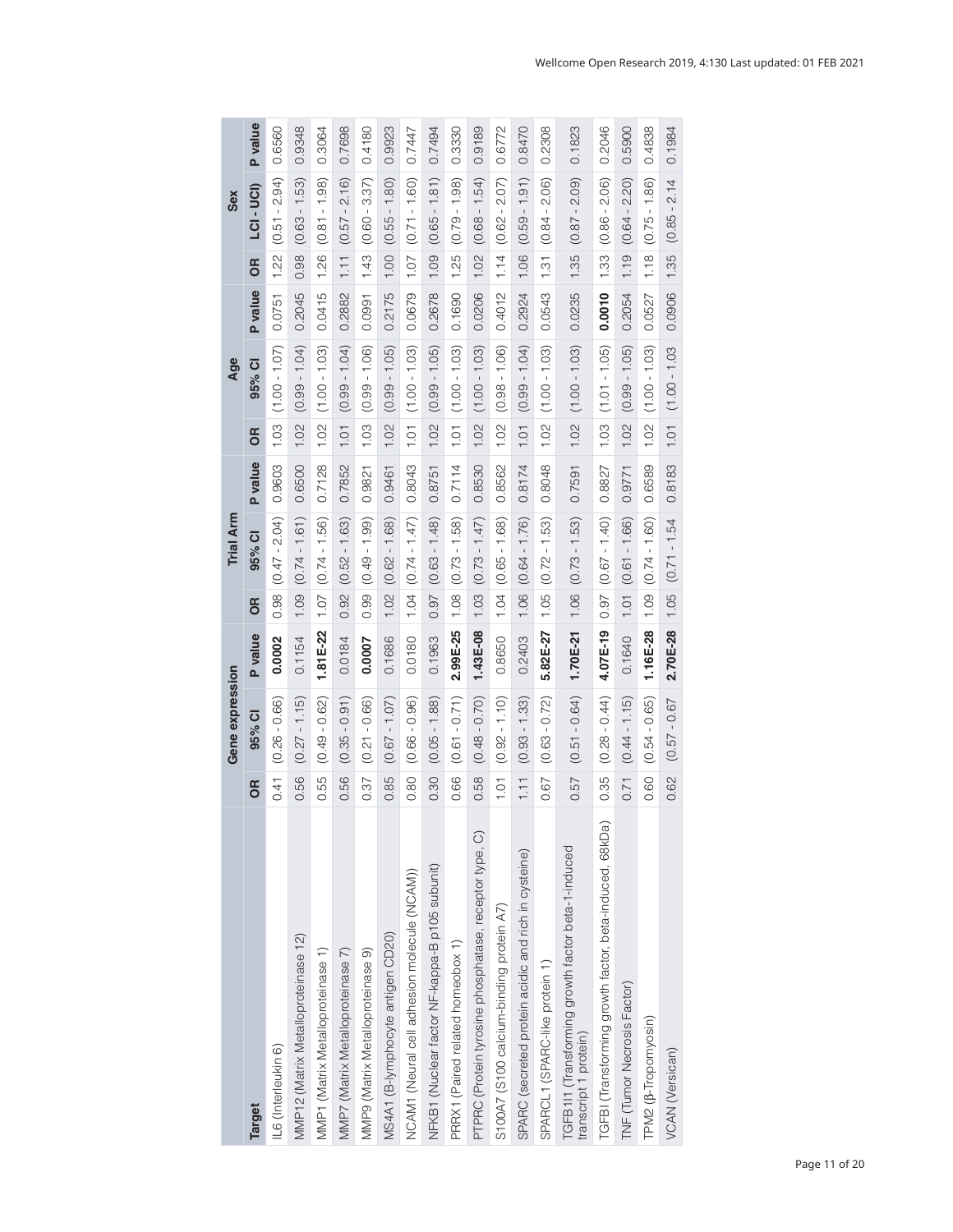| Target | Gene expression | | | Trial Arm | | | Age | | | Sex | | |
|---|---|---|---|---|---|---|---|---|---|---|---|---|
| | OR | 95% CI | P value | OR | 95% CI | P value | OR | 95% CI | P value | OR | LCI - UCI) | P value |
| IL6 (Interleukin 6) | 0.41 | (0.26 - 0.66) | **0.0002** | 0.98 | (0.47 - 2.04) | 0.9603 | 1.03 | (1.00 - 1.07) | 0.0751 | 1.22 | (0.51 - 2.94) | 0.6560 |
| MMP12 (Matrix Metalloproteinase 12) | 0.56 | (0.27 - 1.15) | 0.1154 | 1.09 | (0.74 - 1.61) | 0.6500 | 1.02 | (0.99 - 1.04) | 0.2045 | 0.98 | (0.63 - 1.53) | 0.9348 |
| MMP1 (Matrix Metalloproteinase 1) | 0.55 | (0.49 - 0.62) | **1.81E-22** | 1.07 | (0.74 - 1.56) | 0.7128 | 1.02 | (1.00 - 1.03) | 0.0415 | 1.26 | (0.81 - 1.98) | 0.3064 |
| MMP7 (Matrix Metalloproteinase 7) | 0.56 | (0.35 - 0.91) | 0.0184 | 0.92 | (0.52 - 1.63) | 0.7852 | 1.01 | (0.99 - 1.04) | 0.2882 | 1.11 | (0.57 - 2.16) | 0.7698 |
| MMP9 (Matrix Metalloproteinase 9) | 0.37 | (0.21 - 0.66) | **0.0007** | 0.99 | (0.49 - 1.99) | 0.9821 | 1.03 | (0.99 - 1.06) | 0.0991 | 1.43 | (0.60 - 3.37) | 0.4180 |
| MS4A1 (B-lymphocyte antigen CD20) | 0.85 | (0.67 - 1.07) | 0.1686 | 1.02 | (0.62 - 1.68) | 0.9461 | 1.02 | (0.99 - 1.05) | 0.2175 | 1.00 | (0.55 - 1.80) | 0.9923 |
| NCAM1 (Neural cell adhesion molecule (NCAM)) | 0.80 | (0.66 - 0.96) | 0.0180 | 1.04 | (0.74 - 1.47) | 0.8043 | 1.01 | (1.00 - 1.03) | 0.0679 | 1.07 | (0.71 - 1.60) | 0.7447 |
| NFKB1 (Nuclear factor NF-kappa-B p105 subunit) | 0.30 | (0.05 - 1.88) | 0.1963 | 0.97 | (0.63 - 1.48) | 0.8751 | 1.02 | (0.99 - 1.05) | 0.2678 | 1.09 | (0.65 - 1.81) | 0.7494 |
| PRRX1 (Paired related homeobox 1) | 0.66 | (0.61 - 0.71) | **2.99E-25** | 1.08 | (0.73 - 1.58) | 0.7114 | 1.01 | (1.00 - 1.03) | 0.1690 | 1.25 | (0.79 - 1.98) | 0.3330 |
| PTPRC (Protein tyrosine phosphatase, receptor type, C) | 0.58 | (0.48 - 0.70) | **1.43E-08** | 1.03 | (0.73 - 1.47) | 0.8530 | 1.02 | (1.00 - 1.03) | 0.0206 | 1.02 | (0.68 - 1.54) | 0.9189 |
| S100A7 (S100 calcium-binding protein A7) | 1.01 | (0.92 - 1.10) | 0.8650 | 1.04 | (0.65 - 1.68) | 0.8562 | 1.02 | (0.98 - 1.06) | 0.4012 | 1.14 | (0.62 - 2.07) | 0.6772 |
| SPARC (secreted protein acidic and rich in cysteine) | 1.11 | (0.93 - 1.33) | 0.2403 | 1.06 | (0.64 - 1.76) | 0.8174 | 1.01 | (0.99 - 1.04) | 0.2924 | 1.06 | (0.59 - 1.91) | 0.8470 |
| SPARCL1 (SPARC-like protein 1) | 0.67 | (0.63 - 0.72) | **5.82E-27** | 1.05 | (0.72 - 1.53) | 0.8048 | 1.02 | (1.00 - 1.03) | 0.0543 | 1.31 | (0.84 - 2.06) | 0.2308 |
| TGFB1I1 (Transforming growth factor beta-1-induced transcript 1 protein) | 0.57 | (0.51 - 0.64) | **1.70E-21** | 1.06 | (0.73 - 1.53) | 0.7591 | 1.02 | (1.00 - 1.03) | 0.0235 | 1.35 | (0.87 - 2.09) | 0.1823 |
| TGFBI (Transforming growth factor, beta-induced, 68kDa) | 0.35 | (0.28 - 0.44) | **4.07E-19** | 0.97 | (0.67 - 1.40) | 0.8827 | 1.03 | (1.01 - 1.05) | **0.0010** | 1.33 | (0.86 - 2.06) | 0.2046 |
| TNF (Tumor Necrosis Factor) | 0.71 | (0.44 - 1.15) | 0.1640 | 1.01 | (0.61 - 1.66) | 0.9771 | 1.02 | (0.99 - 1.05) | 0.2054 | 1.19 | (0.64 - 2.20) | 0.5900 |
| TPM2 (β-Tropomyosin) | 0.60 | (0.54 - 0.65) | **1.16E-28** | 1.09 | (0.74 - 1.60) | 0.6589 | 1.02 | (1.00 - 1.03) | 0.0527 | 1.18 | (0.75 - 1.86) | 0.4838 |
| VCAN (Versican) | 0.62 | (0.57 - 0.67 | **2.70E-28** | 1.05 | (0.71 - 1.54 | 0.8183 | 1.01 | (1.00 - 1.03 | 0.0906 | 1.35 | (0.85 - 2.14 | 0.1984 |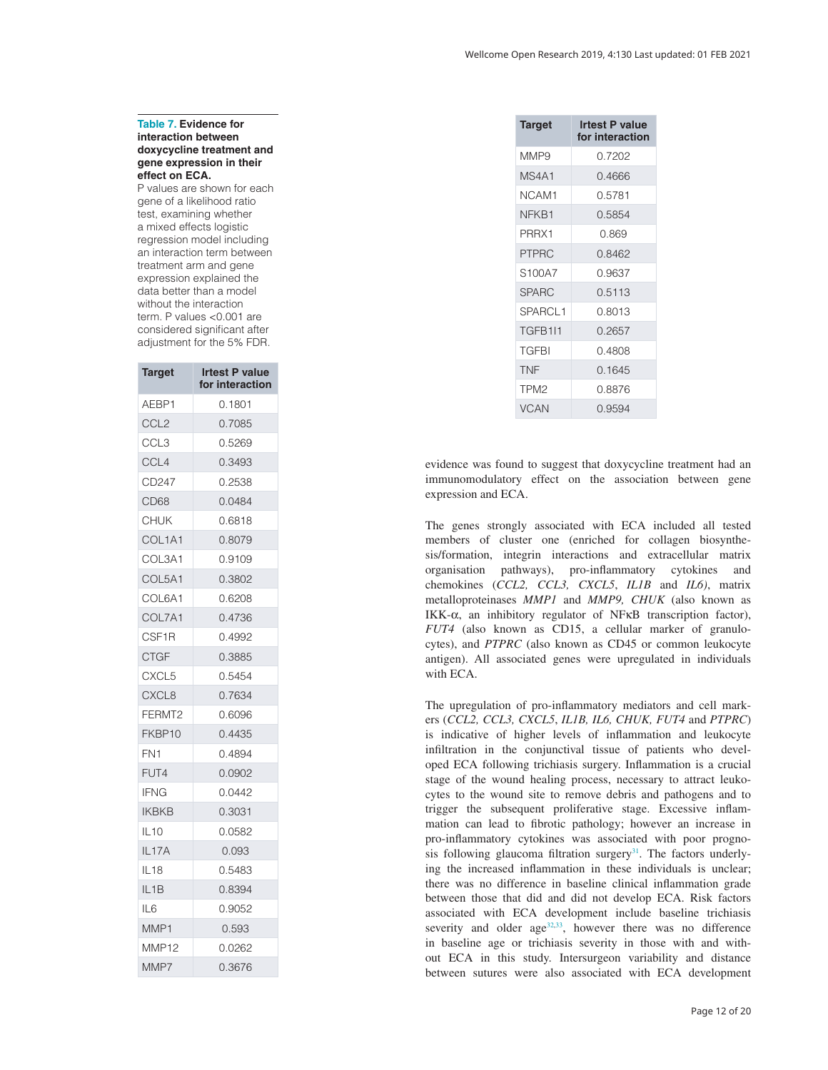**Table 7. Evidence for interaction between doxycycline treatment and gene expression in their effect on ECA.** P values are shown for each gene of a likelihood ratio test, examining whether a mixed effects logistic regression model including an interaction term between treatment arm and gene expression explained the data better than a model without the interaction term. P values <0.001 are considered significant after adjustment for the 5% FDR.

| Target | lrtest P value for interaction |
|---|---|
| AEBP1 | 0.1801 |
| CCL2 | 0.7085 |
| CCL3 | 0.5269 |
| CCL4 | 0.3493 |
| CD247 | 0.2538 |
| CD68 | 0.0484 |
| CHUK | 0.6818 |
| COL1A1 | 0.8079 |
| COL3A1 | 0.9109 |
| COL5A1 | 0.3802 |
| COL6A1 | 0.6208 |
| COL7A1 | 0.4736 |
| CSF1R | 0.4992 |
| CTGF | 0.3885 |
| CXCL5 | 0.5454 |
| CXCL8 | 0.7634 |
| FERMT2 | 0.6096 |
| FKBP10 | 0.4435 |
| FN1 | 0.4894 |
| FUT4 | 0.0902 |
| IFNG | 0.0442 |
| IKBKB | 0.3031 |
| IL10 | 0.0582 |
| IL17A | 0.093 |
| IL18 | 0.5483 |
| IL1B | 0.8394 |
| IL6 | 0.9052 |
| MMP1 | 0.593 |
| MMP12 | 0.0262 |
| MMP7 | 0.3676 |
| MMP9 | 0.7202 |
| MS4A1 | 0.4666 |
| NCAM1 | 0.5781 |
| NFKB1 | 0.5854 |
| PRRX1 | 0.869 |
| PTPRC | 0.8462 |
| S100A7 | 0.9637 |
| SPARC | 0.5113 |
| SPARCL1 | 0.8013 |
| TGFB1I1 | 0.2657 |
| TGFBI | 0.4808 |
| TNF | 0.1645 |
| TPM2 | 0.8876 |
| VCAN | 0.9594 |

evidence was found to suggest that doxycycline treatment had an immunomodulatory effect on the association between gene expression and ECA.

The genes strongly associated with ECA included all tested members of cluster one (enriched for collagen biosynthesis/formation, integrin interactions and extracellular matrix organisation pathways), pro-inflammatory cytokines and chemokines (*CCL2, CCL3, CXCL5*, *IL1B* and *IL6)*, matrix metalloproteinases *MMP1* and *MMP9, CHUK* (also known as IKK-α, an inhibitory regulator of NFκB transcription factor), *FUT4* (also known as CD15, a cellular marker of granulocytes), and *PTPRC* (also known as CD45 or common leukocyte antigen). All associated genes were upregulated in individuals with ECA.

The upregulation of pro-inflammatory mediators and cell markers (*CCL2, CCL3, CXCL5*, *IL1B, IL6, CHUK, FUT4* and *PTPRC*) is indicative of higher levels of inflammation and leukocyte infiltration in the conjunctival tissue of patients who developed ECA following trichiasis surgery. Inflammation is a crucial stage of the wound healing process, necessary to attract leukocytes to the wound site to remove debris and pathogens and to trigger the subsequent proliferative stage. Excessive inflammation can lead to fibrotic pathology; however an increase in pro-inflammatory cytokines was associated with poor prognosis following glaucoma filtration surgery[31]. The factors underlying the increased inflammation in these individuals is unclear; there was no difference in baseline clinical inflammation grade between those that did and did not develop ECA. Risk factors associated with ECA development include baseline trichiasis severity and older age[32,33], however there was no difference in baseline age or trichiasis severity in those with and without ECA in this study. Intersurgeon variability and distance between sutures were also associated with ECA development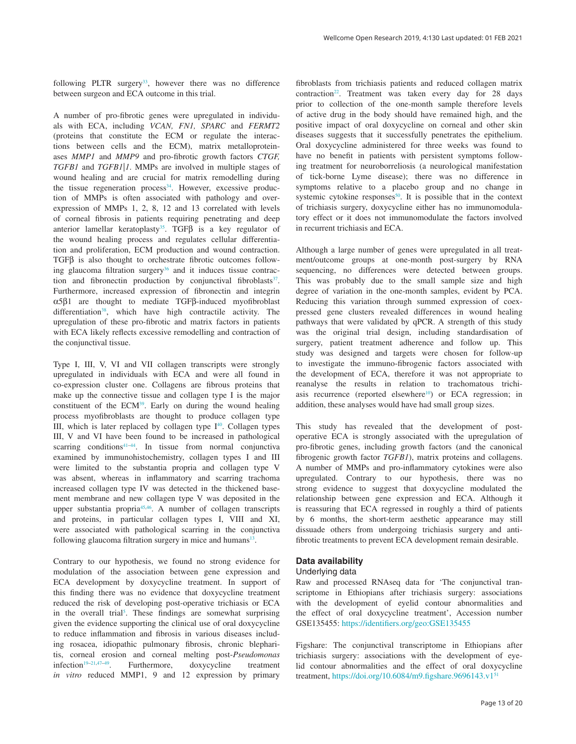following PLTR surgery[33], however there was no difference between surgeon and ECA outcome in this trial.

A number of pro-fibrotic genes were upregulated in individuals with ECA, including *VCAN, FN1, SPARC* and *FERMT2* (proteins that constitute the ECM or regulate the interactions between cells and the ECM), matrix metalloproteinases *MMP1* and *MMP9* and pro-fibrotic growth factors *CTGF, TGFB1* and *TGFB1|1*. MMPs are involved in multiple stages of wound healing and are crucial for matrix remodelling during the tissue regeneration process[34]. However, excessive production of MMPs is often associated with pathology and overexpression of MMPs 1, 2, 8, 12 and 13 correlated with levels of corneal fibrosis in patients requiring penetrating and deep anterior lamellar keratoplasty[35]. TGFβ is a key regulator of the wound healing process and regulates cellular differentiation and proliferation, ECM production and wound contraction. TGFβ is also thought to orchestrate fibrotic outcomes following glaucoma filtration surgery[36] and it induces tissue contraction and fibronectin production by conjunctival fibroblasts[37]. Furthermore, increased expression of fibronectin and integrin $\alpha5\beta1$ are thought to mediate TGFβ-induced myofibroblast differentiation[38], which have high contractile activity. The upregulation of these pro-fibrotic and matrix factors in patients with ECA likely reflects excessive remodelling and contraction of the conjunctival tissue.

Type I, III, V, VI and VII collagen transcripts were strongly upregulated in individuals with ECA and were all found in co-expression cluster one. Collagens are fibrous proteins that make up the connective tissue and collagen type I is the major constituent of the ECM[39]. Early on during the wound healing process myofibroblasts are thought to produce collagen type III, which is later replaced by collagen type I[40]. Collagen types III, V and VI have been found to be increased in pathological scarring conditions[41–44]. In tissue from normal conjunctiva examined by immunohistochemistry, collagen types I and III were limited to the substantia propria and collagen type V was absent, whereas in inflammatory and scarring trachoma increased collagen type IV was detected in the thickened basement membrane and new collagen type V was deposited in the upper substantia propria[45,46]. A number of collagen transcripts and proteins, in particular collagen types I, VIII and XI, were associated with pathological scarring in the conjunctiva following glaucoma filtration surgery in mice and humans[13].

Contrary to our hypothesis, we found no strong evidence for modulation of the association between gene expression and ECA development by doxycycline treatment. In support of this finding there was no evidence that doxycycline treatment reduced the risk of developing post-operative trichiasis or ECA in the overall trial[5]. These findings are somewhat surprising given the evidence supporting the clinical use of oral doxycycline to reduce inflammation and fibrosis in various diseases including rosacea, idiopathic pulmonary fibrosis, chronic blepharitis, corneal erosion and corneal melting post-*Pseudomonas* infection[19–21,47–49]. Furthermore, doxycycline treatment *in vitro* reduced MMP1, 9 and 12 expression by primary fibroblasts from trichiasis patients and reduced collagen matrix contraction[22]. Treatment was taken every day for 28 days prior to collection of the one-month sample therefore levels of active drug in the body should have remained high, and the positive impact of oral doxycycline on corneal and other skin diseases suggests that it successfully penetrates the epithelium. Oral doxycycline administered for three weeks was found to have no benefit in patients with persistent symptoms following treatment for neuroborreliosis (a neurological manifestation of tick-borne Lyme disease); there was no difference in symptoms relative to a placebo group and no change in systemic cytokine responses[50]. It is possible that in the context of trichiasis surgery, doxycycline either has no immunomodulatory effect or it does not immunomodulate the factors involved in recurrent trichiasis and ECA.

Although a large number of genes were upregulated in all treatment/outcome groups at one-month post-surgery by RNA sequencing, no differences were detected between groups. This was probably due to the small sample size and high degree of variation in the one-month samples, evident by PCA. Reducing this variation through summed expression of coexpressed gene clusters revealed differences in wound healing pathways that were validated by qPCR. A strength of this study was the original trial design, including standardisation of surgery, patient treatment adherence and follow up. This study was designed and targets were chosen for follow-up to investigate the immuno-fibrogenic factors associated with the development of ECA, therefore it was not appropriate to reanalyse the results in relation to trachomatous trichiasis recurrence (reported elsewhere[10]) or ECA regression; in addition, these analyses would have had small group sizes.

This study has revealed that the development of post-operative ECA is strongly associated with the upregulation of pro-fibrotic genes, including growth factors (and the canonical fibrogenic growth factor *TGFB1*), matrix proteins and collagens. A number of MMPs and pro-inflammatory cytokines were also upregulated. Contrary to our hypothesis, there was no strong evidence to suggest that doxycycline modulated the relationship between gene expression and ECA. Although it is reassuring that ECA regressed in roughly a third of patients by 6 months, the short-term aesthetic appearance may still dissuade others from undergoing trichiasis surgery and anti-fibrotic treatments to prevent ECA development remain desirable.

## Data availability

### Underlying data

Raw and processed RNAseq data for 'The conjunctival transcriptome in Ethiopians after trichiasis surgery: associations with the development of eyelid contour abnormalities and the effect of oral doxycycline treatment', Accession number GSE135455: https://identifiers.org/geo:GSE135455

Figshare: The conjunctival transcriptome in Ethiopians after trichiasis surgery: associations with the development of eyelid contour abnormalities and the effect of oral doxycycline treatment, https://doi.org/10.6084/m9.figshare.9696143.v1[51]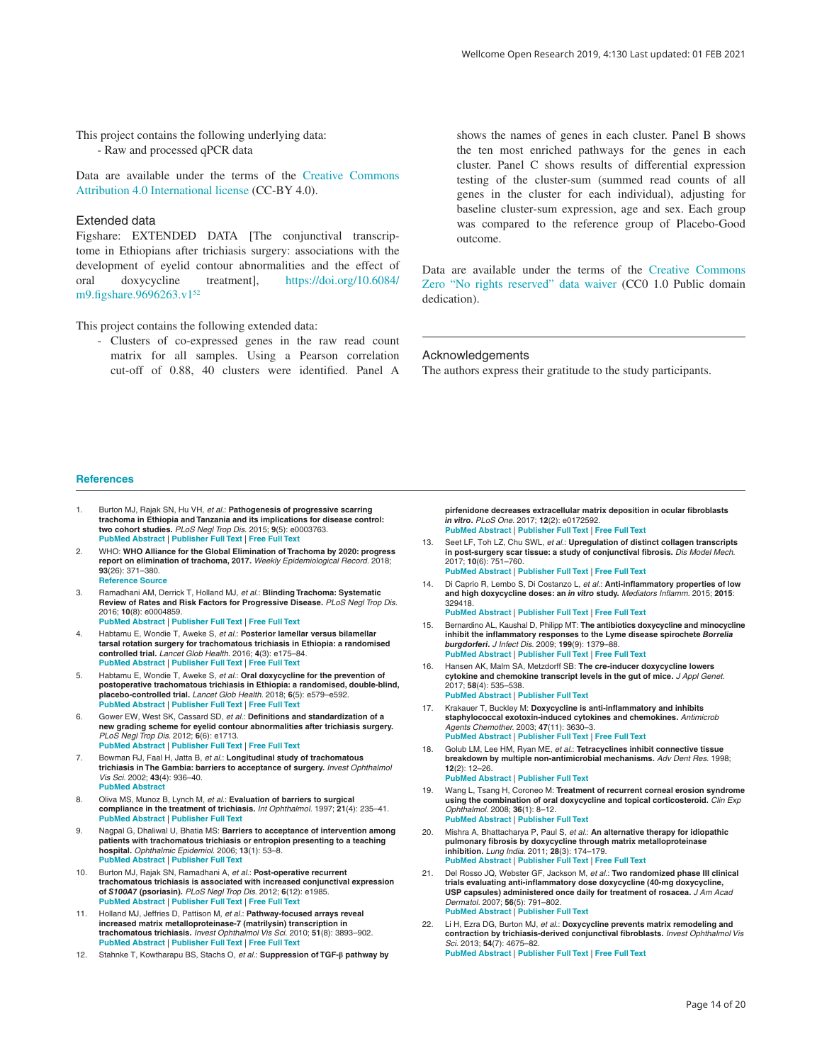This project contains the following underlying data:

- Raw and processed qPCR data

Data are available under the terms of the Creative Commons Attribution 4.0 International license (CC-BY 4.0).

### Extended data

Figshare: EXTENDED DATA [The conjunctival transcriptome in Ethiopians after trichiasis surgery: associations with the development of eyelid contour abnormalities and the effect of oral doxycycline treatment], https://doi.org/10.6084/m9.figshare.9696263.v1[52]

This project contains the following extended data:

- Clusters of co-expressed genes in the raw read count matrix for all samples. Using a Pearson correlation cut-off of 0.88, 40 clusters were identified. Panel A shows the names of genes in each cluster. Panel B shows the ten most enriched pathways for the genes in each cluster. Panel C shows results of differential expression testing of the cluster-sum (summed read counts of all genes in the cluster for each individual), adjusting for baseline cluster-sum expression, age and sex. Each group was compared to the reference group of Placebo-Good outcome.

Data are available under the terms of the Creative Commons Zero "No rights reserved" data waiver (CC0 1.0 Public domain dedication).

### Acknowledgements

The authors express their gratitude to the study participants.

## References

1. Burton MJ, Rajak SN, Hu VH, *et al.*: **Pathogenesis of progressive scarring trachoma in Ethiopia and Tanzania and its implications for disease control: two cohort studies.** *PLoS Negl Trop Dis.* 2015; **9**(5): e0003763. PubMed Abstract | Publisher Full Text | Free Full Text
2. WHO: **WHO Alliance for the Global Elimination of Trachoma by 2020: progress report on elimination of trachoma, 2017.** *Weekly Epidemiological Record.* 2018; **93**(26): 371–380. Reference Source
3. Ramadhani AM, Derrick T, Holland MJ, *et al.*: **Blinding Trachoma: Systematic Review of Rates and Risk Factors for Progressive Disease.** *PLoS Negl Trop Dis.* 2016; **10**(8): e0004859. PubMed Abstract | Publisher Full Text | Free Full Text
4. Habtamu E, Wondie T, Aweke S, *et al.*: **Posterior lamellar versus bilamellar tarsal rotation surgery for trachomatous trichiasis in Ethiopia: a randomised controlled trial.** *Lancet Glob Health.* 2016; **4**(3): e175–84. PubMed Abstract | Publisher Full Text | Free Full Text
5. Habtamu E, Wondie T, Aweke S, *et al.*: **Oral doxycycline for the prevention of postoperative trachomatous trichiasis in Ethiopia: a randomised, double-blind, placebo-controlled trial.** *Lancet Glob Health.* 2018; **6**(5): e579–e592. PubMed Abstract | Publisher Full Text | Free Full Text
6. Gower EW, West SK, Cassard SD, *et al.*: **Definitions and standardization of a new grading scheme for eyelid contour abnormalities after trichiasis surgery.** *PLoS Negl Trop Dis.* 2012; **6**(6): e1713. PubMed Abstract | Publisher Full Text | Free Full Text
7. Bowman RJ, Faal H, Jatta B, *et al.*: **Longitudinal study of trachomatous trichiasis in The Gambia: barriers to acceptance of surgery.** *Invest Ophthalmol Vis Sci.* 2002; **43**(4): 936–40. PubMed Abstract
8. Oliva MS, Munoz B, Lynch M, *et al.*: **Evaluation of barriers to surgical compliance in the treatment of trichiasis.** *Int Ophthalmol.* 1997; **21**(4): 235–41. PubMed Abstract | Publisher Full Text
9. Nagpal G, Dhaliwal U, Bhatia MS: **Barriers to acceptance of intervention among patients with trachomatous trichiasis or entropion presenting to a teaching hospital.** *Ophthalmic Epidemiol.* 2006; **13**(1): 53–8. PubMed Abstract | Publisher Full Text
10. Burton MJ, Rajak SN, Ramadhani A, *et al.*: **Post-operative recurrent trachomatous trichiasis is associated with increased conjunctival expression of *S100A7* (psoriasin).** *PLoS Negl Trop Dis.* 2012; **6**(12): e1985. PubMed Abstract | Publisher Full Text | Free Full Text
11. Holland MJ, Jeffries D, Pattison M, *et al.*: **Pathway-focused arrays reveal increased matrix metalloproteinase-7 (matrilysin) transcription in trachomatous trichiasis.** *Invest Ophthalmol Vis Sci.* 2010; **51**(8): 3893–902. PubMed Abstract | Publisher Full Text | Free Full Text
12. Stahnke T, Kowtharapu BS, Stachs O, *et al.*: **Suppression of TGF-β pathway by pirfenidone decreases extracellular matrix deposition in ocular fibroblasts *in vitro*.** *PLoS One.* 2017; **12**(2): e0172592. PubMed Abstract | Publisher Full Text | Free Full Text
13. Seet LF, Toh LZ, Chu SWL, *et al.*: **Upregulation of distinct collagen transcripts in post-surgery scar tissue: a study of conjunctival fibrosis.** *Dis Model Mech.* 2017; **10**(6): 751–760. PubMed Abstract | Publisher Full Text | Free Full Text
14. Di Caprio R, Lembo S, Di Costanzo L, *et al.*: **Anti-inflammatory properties of low and high doxycycline doses: an *in vitro* study.** *Mediators Inflamm.* 2015; **2015**: 329418. PubMed Abstract | Publisher Full Text | Free Full Text
15. Bernardino AL, Kaushal D, Philipp MT: **The antibiotics doxycycline and minocycline inhibit the inflammatory responses to the Lyme disease spirochete *Borrelia burgdorferi*.** *J Infect Dis.* 2009; **199**(9): 1379–88. PubMed Abstract | Publisher Full Text | Free Full Text
16. Hansen AK, Malm SA, Metzdorff SB: **The *cre*-inducer doxycycline lowers cytokine and chemokine transcript levels in the gut of mice.** *J Appl Genet.* 2017; **58**(4): 535–538. PubMed Abstract | Publisher Full Text
17. Krakauer T, Buckley M: **Doxycycline is anti-inflammatory and inhibits staphylococcal exotoxin-induced cytokines and chemokines.** *Antimicrob Agents Chemother.* 2003; **47**(11): 3630–3. PubMed Abstract | Publisher Full Text | Free Full Text
18. Golub LM, Lee HM, Ryan ME, *et al.*: **Tetracyclines inhibit connective tissue breakdown by multiple non-antimicrobial mechanisms.** *Adv Dent Res.* 1998; **12**(2): 12–26. PubMed Abstract | Publisher Full Text
19. Wang L, Tsang H, Coroneo M: **Treatment of recurrent corneal erosion syndrome using the combination of oral doxycycline and topical corticosteroid.** *Clin Exp Ophthalmol.* 2008; **36**(1): 8–12. PubMed Abstract | Publisher Full Text
20. Mishra A, Bhattacharya P, Paul S, *et al.*: **An alternative therapy for idiopathic pulmonary fibrosis by doxycycline through matrix metalloproteinase inhibition.** *Lung India.* 2011; **28**(3): 174–179. PubMed Abstract | Publisher Full Text | Free Full Text
21. Del Rosso JQ, Webster GF, Jackson M, *et al.*: **Two randomized phase III clinical trials evaluating anti-inflammatory dose doxycycline (40-mg doxycycline, USP capsules) administered once daily for treatment of rosacea.** *J Am Acad Dermatol.* 2007; **56**(5): 791–802. PubMed Abstract | Publisher Full Text
22. Li H, Ezra DG, Burton MJ, *et al.*: **Doxycycline prevents matrix remodeling and contraction by trichiasis-derived conjunctival fibroblasts.** *Invest Ophthalmol Vis Sci.* 2013; **54**(7): 4675–82. PubMed Abstract | Publisher Full Text | Free Full Text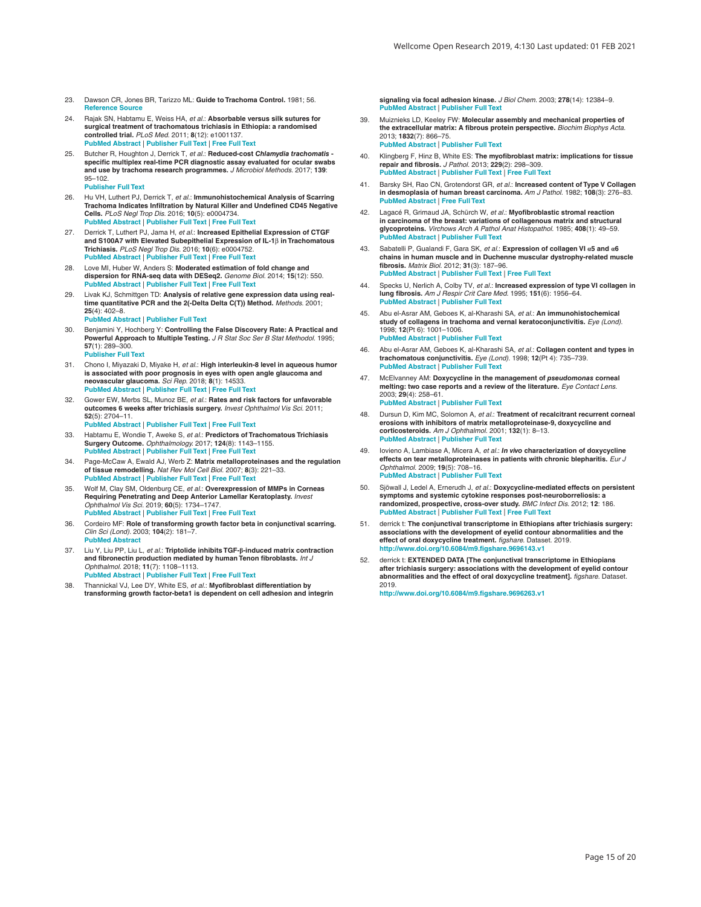23. Dawson CR, Jones BR, Tarizzo ML: **Guide to Trachoma Control.** 1981; 56. Reference Source

24. Rajak SN, Habtamu E, Weiss HA, *et al.*: **Absorbable versus silk sutures for surgical treatment of trachomatous trichiasis in Ethiopia: a randomised controlled trial.** *PLoS Med.* 2011; **8**(12): e1001137. PubMed Abstract | Publisher Full Text | Free Full Text

25. Butcher R, Houghton J, Derrick T, *et al.*: **Reduced-cost *Chlamydia trachomatis* -specific multiplex real-time PCR diagnostic assay evaluated for ocular swabs and use by trachoma research programmes.** *J Microbiol Methods.* 2017; **139**: 95–102. Publisher Full Text

26. Hu VH, Luthert PJ, Derrick T, *et al.*: **Immunohistochemical Analysis of Scarring Trachoma Indicates Infiltration by Natural Killer and Undefined CD45 Negative Cells.** *PLoS Negl Trop Dis.* 2016; **10**(5): e0004734. PubMed Abstract | Publisher Full Text | Free Full Text

27. Derrick T, Luthert PJ, Jama H, *et al.*: **Increased Epithelial Expression of CTGF and S100A7 with Elevated Subepithelial Expression of IL-1β in Trachomatous Trichiasis.** *PLoS Negl Trop Dis.* 2016; **10**(6): e0004752. PubMed Abstract | Publisher Full Text | Free Full Text

28. Love MI, Huber W, Anders S: **Moderated estimation of fold change and dispersion for RNA-seq data with DESeq2.** *Genome Biol.* 2014; **15**(12): 550. PubMed Abstract | Publisher Full Text | Free Full Text

29. Livak KJ, Schmittgen TD: **Analysis of relative gene expression data using real-time quantitative PCR and the 2(-Delta Delta C(T)) Method.** *Methods.* 2001; **25**(4): 402–8. PubMed Abstract | Publisher Full Text

30. Benjamini Y, Hochberg Y: **Controlling the False Discovery Rate: A Practical and Powerful Approach to Multiple Testing.** *J R Stat Soc Ser B Stat Methodol.* 1995; **57**(1): 289–300. Publisher Full Text

31. Chono I, Miyazaki D, Miyake H, *et al.*: **High interleukin-8 level in aqueous humor is associated with poor prognosis in eyes with open angle glaucoma and neovascular glaucoma.** *Sci Rep.* 2018; **8**(1): 14533. PubMed Abstract | Publisher Full Text | Free Full Text

32. Gower EW, Merbs SL, Munoz BE, *et al.*: **Rates and risk factors for unfavorable outcomes 6 weeks after trichiasis surgery.** *Invest Ophthalmol Vis Sci.* 2011; **52**(5): 2704–11. PubMed Abstract | Publisher Full Text | Free Full Text

33. Habtamu E, Wondie T, Aweke S, *et al.*: **Predictors of Trachomatous Trichiasis Surgery Outcome.** *Ophthalmology.* 2017; **124**(8): 1143–1155. PubMed Abstract | Publisher Full Text | Free Full Text

34. Page-McCaw A, Ewald AJ, Werb Z: **Matrix metalloproteinases and the regulation of tissue remodelling.** *Nat Rev Mol Cell Biol.* 2007; **8**(3): 221–33. PubMed Abstract | Publisher Full Text | Free Full Text

35. Wolf M, Clay SM, Oldenburg CE, *et al.*: **Overexpression of MMPs in Corneas Requiring Penetrating and Deep Anterior Lamellar Keratoplasty.** *Invest Ophthalmol Vis Sci.* 2019; **60**(5): 1734–1747. PubMed Abstract | Publisher Full Text | Free Full Text

36. Cordeiro MF: **Role of transforming growth factor beta in conjunctival scarring.** *Clin Sci (Lond).* 2003; **104**(2): 181–7. PubMed Abstract

37. Liu Y, Liu PP, Liu L, *et al.*: **Triptolide inhibits TGF-β-induced matrix contraction and fibronectin production mediated by human Tenon fibroblasts.** *Int J Ophthalmol.* 2018; **11**(7): 1108–1113. PubMed Abstract | Publisher Full Text | Free Full Text

38. Thannickal VJ, Lee DY, White ES, *et al.*: **Myofibroblast differentiation by transforming growth factor-beta1 is dependent on cell adhesion and integrin signaling via focal adhesion kinase.** *J Biol Chem.* 2003; **278**(14): 12384–9. PubMed Abstract | Publisher Full Text

39. Muiznieks LD, Keeley FW: **Molecular assembly and mechanical properties of the extracellular matrix: A fibrous protein perspective.** *Biochim Biophys Acta.* 2013; **1832**(7): 866–75. PubMed Abstract | Publisher Full Text

40. Klingberg F, Hinz B, White ES: **The myofibroblast matrix: implications for tissue repair and fibrosis.** *J Pathol.* 2013; **229**(2): 298–309. PubMed Abstract | Publisher Full Text | Free Full Text

41. Barsky SH, Rao CN, Grotendorst GR, *et al.*: **Increased content of Type V Collagen in desmoplasia of human breast carcinoma.** *Am J Pathol.* 1982; **108**(3): 276–83. PubMed Abstract | Free Full Text

42. Lagacé R, Grimaud JA, Schürch W, *et al.*: **Myofibroblastic stromal reaction in carcinoma of the breast: variations of collagenous matrix and structural glycoproteins.** *Virchows Arch A Pathol Anat Histopathol.* 1985; **408**(1): 49–59. PubMed Abstract | Publisher Full Text

43. Sabatelli P, Gualandi F, Gara SK, *et al.*: **Expression of collagen VI α5 and α6 chains in human muscle and in Duchenne muscular dystrophy-related muscle fibrosis.** *Matrix Biol.* 2012; **31**(3): 187–96. PubMed Abstract | Publisher Full Text | Free Full Text

44. Specks U, Nerlich A, Colby TV, *et al.*: **Increased expression of type VI collagen in lung fibrosis.** *Am J Respir Crit Care Med.* 1995; **151**(6): 1956–64. PubMed Abstract | Publisher Full Text

45. Abu el-Asrar AM, Geboes K, al-Kharashi SA, *et al.*: **An immunohistochemical study of collagens in trachoma and vernal keratoconjunctivitis.** *Eye (Lond).* 1998; **12**(Pt 6): 1001–1006. PubMed Abstract | Publisher Full Text

46. Abu el-Asrar AM, Geboes K, al-Kharashi SA, *et al.*: **Collagen content and types in trachomatous conjunctivitis.** *Eye (Lond).* 1998; **12**(Pt 4): 735–739. PubMed Abstract | Publisher Full Text

47. McElvanney AM: **Doxycycline in the management of *pseudomonas* corneal melting: two case reports and a review of the literature.** *Eye Contact Lens.* 2003; **29**(4): 258–61. PubMed Abstract | Publisher Full Text

48. Dursun D, Kim MC, Solomon A, *et al.*: **Treatment of recalcitrant recurrent corneal erosions with inhibitors of matrix metalloproteinase-9, doxycycline and corticosteroids.** *Am J Ophthalmol.* 2001; **132**(1): 8–13. PubMed Abstract | Publisher Full Text

49. Iovieno A, Lambiase A, Micera A, *et al.*: ***In vivo* characterization of doxycycline effects on tear metalloproteinases in patients with chronic blepharitis.** *Eur J Ophthalmol.* 2009; **19**(5): 708–16. PubMed Abstract | Publisher Full Text

50. Sjöwall J, Ledel A, Ernerudh J, *et al.*: **Doxycycline-mediated effects on persistent symptoms and systemic cytokine responses post-neuroborreliosis: a randomized, prospective, cross-over study.** *BMC Infect Dis.* 2012; **12**: 186. PubMed Abstract | Publisher Full Text | Free Full Text

51. derrick t: **The conjunctival transcriptome in Ethiopians after trichiasis surgery: associations with the development of eyelid contour abnormalities and the effect of oral doxycycline treatment.** *figshare.* Dataset. 2019. http://www.doi.org/10.6084/m9.figshare.9696143.v1

52. derrick t: **EXTENDED DATA [The conjunctival transcriptome in Ethiopians after trichiasis surgery: associations with the development of eyelid contour abnormalities and the effect of oral doxycycline treatment].** *figshare.* Dataset. 2019. http://www.doi.org/10.6084/m9.figshare.9696263.v1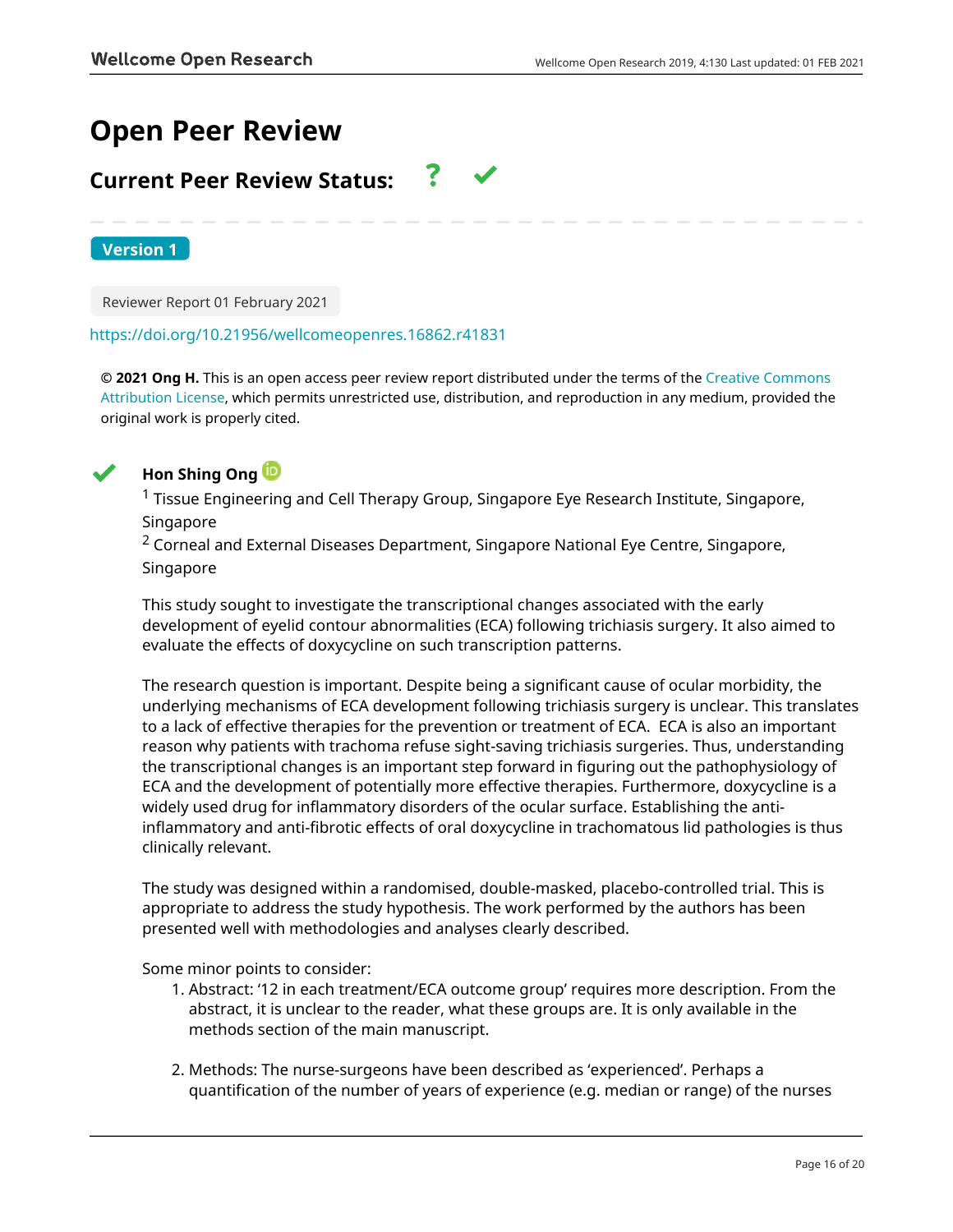# Open Peer Review

## Current Peer Review Status: ? ✔

**Version 1**

Reviewer Report 01 February 2021

https://doi.org/10.21956/wellcomeopenres.16862.r41831

**© 2021 Ong H.** This is an open access peer review report distributed under the terms of the Creative Commons Attribution License, which permits unrestricted use, distribution, and reproduction in any medium, provided the original work is properly cited.

✔ **Hon Shing Ong**

[1] Tissue Engineering and Cell Therapy Group, Singapore Eye Research Institute, Singapore, Singapore
[2] Corneal and External Diseases Department, Singapore National Eye Centre, Singapore, Singapore

This study sought to investigate the transcriptional changes associated with the early development of eyelid contour abnormalities (ECA) following trichiasis surgery. It also aimed to evaluate the effects of doxycycline on such transcription patterns.

The research question is important. Despite being a significant cause of ocular morbidity, the underlying mechanisms of ECA development following trichiasis surgery is unclear. This translates to a lack of effective therapies for the prevention or treatment of ECA. ECA is also an important reason why patients with trachoma refuse sight-saving trichiasis surgeries. Thus, understanding the transcriptional changes is an important step forward in figuring out the pathophysiology of ECA and the development of potentially more effective therapies. Furthermore, doxycycline is a widely used drug for inflammatory disorders of the ocular surface. Establishing the anti-inflammatory and anti-fibrotic effects of oral doxycycline in trachomatous lid pathologies is thus clinically relevant.

The study was designed within a randomised, double-masked, placebo-controlled trial. This is appropriate to address the study hypothesis. The work performed by the authors has been presented well with methodologies and analyses clearly described.

Some minor points to consider:

1. Abstract: '12 in each treatment/ECA outcome group' requires more description. From the abstract, it is unclear to the reader, what these groups are. It is only available in the methods section of the main manuscript.

2. Methods: The nurse-surgeons have been described as 'experienced'. Perhaps a quantification of the number of years of experience (e.g. median or range) of the nurses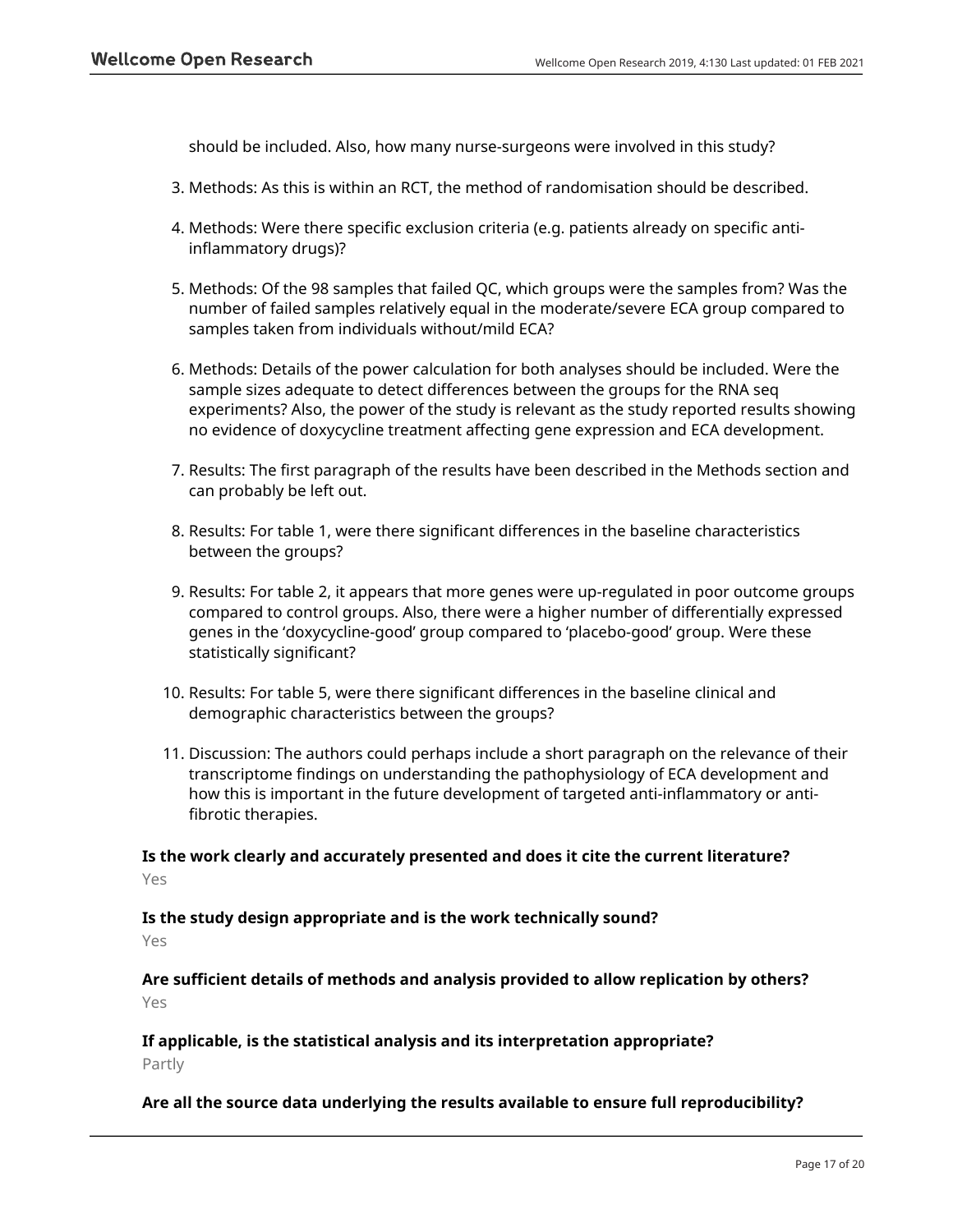should be included. Also, how many nurse-surgeons were involved in this study?

3. Methods: As this is within an RCT, the method of randomisation should be described.

4. Methods: Were there specific exclusion criteria (e.g. patients already on specific anti-inflammatory drugs)?

5. Methods: Of the 98 samples that failed QC, which groups were the samples from? Was the number of failed samples relatively equal in the moderate/severe ECA group compared to samples taken from individuals without/mild ECA?

6. Methods: Details of the power calculation for both analyses should be included. Were the sample sizes adequate to detect differences between the groups for the RNA seq experiments? Also, the power of the study is relevant as the study reported results showing no evidence of doxycycline treatment affecting gene expression and ECA development.

7. Results: The first paragraph of the results have been described in the Methods section and can probably be left out.

8. Results: For table 1, were there significant differences in the baseline characteristics between the groups?

9. Results: For table 2, it appears that more genes were up-regulated in poor outcome groups compared to control groups. Also, there were a higher number of differentially expressed genes in the 'doxycycline-good' group compared to 'placebo-good' group. Were these statistically significant?

10. Results: For table 5, were there significant differences in the baseline clinical and demographic characteristics between the groups?

11. Discussion: The authors could perhaps include a short paragraph on the relevance of their transcriptome findings on understanding the pathophysiology of ECA development and how this is important in the future development of targeted anti-inflammatory or anti-fibrotic therapies.

**Is the work clearly and accurately presented and does it cite the current literature?**

Yes

**Is the study design appropriate and is the work technically sound?**

Yes

**Are sufficient details of methods and analysis provided to allow replication by others?**

Yes

**If applicable, is the statistical analysis and its interpretation appropriate?**

Partly

**Are all the source data underlying the results available to ensure full reproducibility?**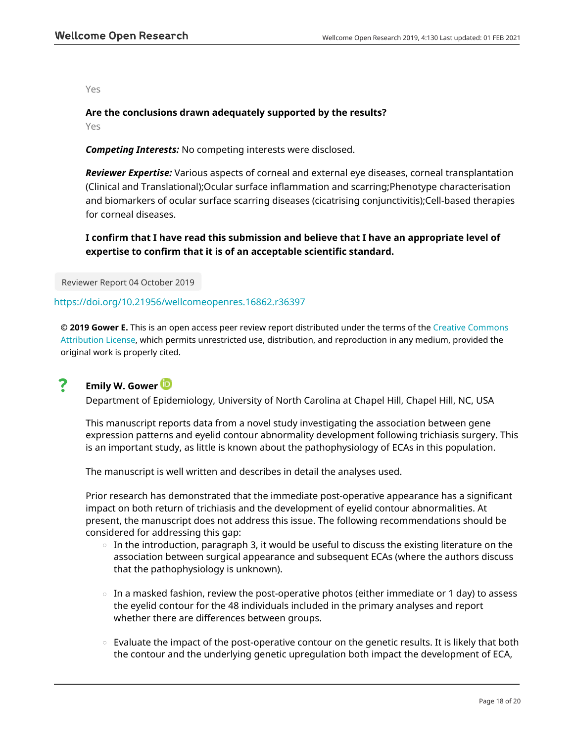Yes

**Are the conclusions drawn adequately supported by the results?**

Yes

***Competing Interests:*** No competing interests were disclosed.

***Reviewer Expertise:*** Various aspects of corneal and external eye diseases, corneal transplantation (Clinical and Translational);Ocular surface inflammation and scarring;Phenotype characterisation and biomarkers of ocular surface scarring diseases (cicatrising conjunctivitis);Cell-based therapies for corneal diseases.

**I confirm that I have read this submission and believe that I have an appropriate level of expertise to confirm that it is of an acceptable scientific standard.**

Reviewer Report 04 October 2019

https://doi.org/10.21956/wellcomeopenres.16862.r36397

**© 2019 Gower E.** This is an open access peer review report distributed under the terms of the Creative Commons Attribution License, which permits unrestricted use, distribution, and reproduction in any medium, provided the original work is properly cited.

**?** **Emily W. Gower**

Department of Epidemiology, University of North Carolina at Chapel Hill, Chapel Hill, NC, USA

This manuscript reports data from a novel study investigating the association between gene expression patterns and eyelid contour abnormality development following trichiasis surgery. This is an important study, as little is known about the pathophysiology of ECAs in this population.

The manuscript is well written and describes in detail the analyses used.

Prior research has demonstrated that the immediate post-operative appearance has a significant impact on both return of trichiasis and the development of eyelid contour abnormalities. At present, the manuscript does not address this issue. The following recommendations should be considered for addressing this gap:

- In the introduction, paragraph 3, it would be useful to discuss the existing literature on the association between surgical appearance and subsequent ECAs (where the authors discuss that the pathophysiology is unknown).
- In a masked fashion, review the post-operative photos (either immediate or 1 day) to assess the eyelid contour for the 48 individuals included in the primary analyses and report whether there are differences between groups.
- Evaluate the impact of the post-operative contour on the genetic results. It is likely that both the contour and the underlying genetic upregulation both impact the development of ECA,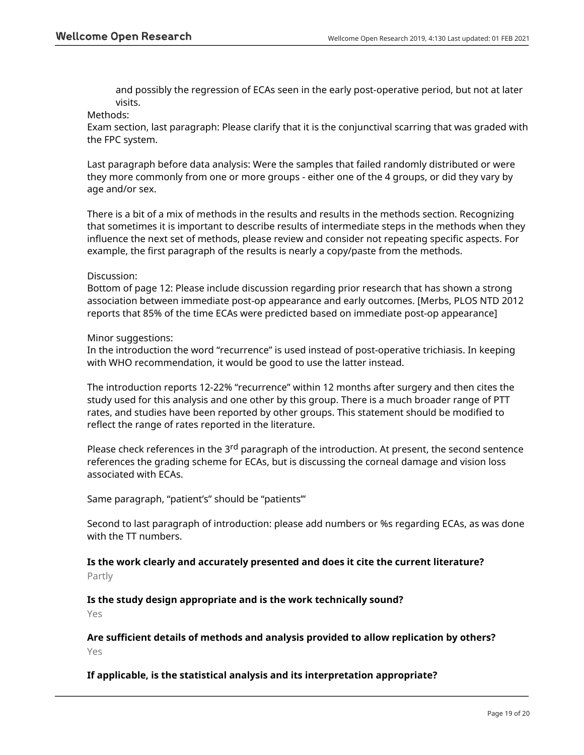and possibly the regression of ECAs seen in the early post-operative period, but not at later visits.

Methods:

Exam section, last paragraph: Please clarify that it is the conjunctival scarring that was graded with the FPC system.

Last paragraph before data analysis: Were the samples that failed randomly distributed or were they more commonly from one or more groups - either one of the 4 groups, or did they vary by age and/or sex.

There is a bit of a mix of methods in the results and results in the methods section. Recognizing that sometimes it is important to describe results of intermediate steps in the methods when they influence the next set of methods, please review and consider not repeating specific aspects. For example, the first paragraph of the results is nearly a copy/paste from the methods.

Discussion:

Bottom of page 12: Please include discussion regarding prior research that has shown a strong association between immediate post-op appearance and early outcomes. [Merbs, PLOS NTD 2012 reports that 85% of the time ECAs were predicted based on immediate post-op appearance]

Minor suggestions:

In the introduction the word "recurrence" is used instead of post-operative trichiasis. In keeping with WHO recommendation, it would be good to use the latter instead.

The introduction reports 12-22% "recurrence" within 12 months after surgery and then cites the study used for this analysis and one other by this group. There is a much broader range of PTT rates, and studies have been reported by other groups. This statement should be modified to reflect the range of rates reported in the literature.

Please check references in the 3rd paragraph of the introduction. At present, the second sentence references the grading scheme for ECAs, but is discussing the corneal damage and vision loss associated with ECAs.

Same paragraph, "patient's" should be "patients'"

Second to last paragraph of introduction: please add numbers or %s regarding ECAs, as was done with the TT numbers.

**Is the work clearly and accurately presented and does it cite the current literature?**

Partly

**Is the study design appropriate and is the work technically sound?**

Yes

**Are sufficient details of methods and analysis provided to allow replication by others?**

Yes

**If applicable, is the statistical analysis and its interpretation appropriate?**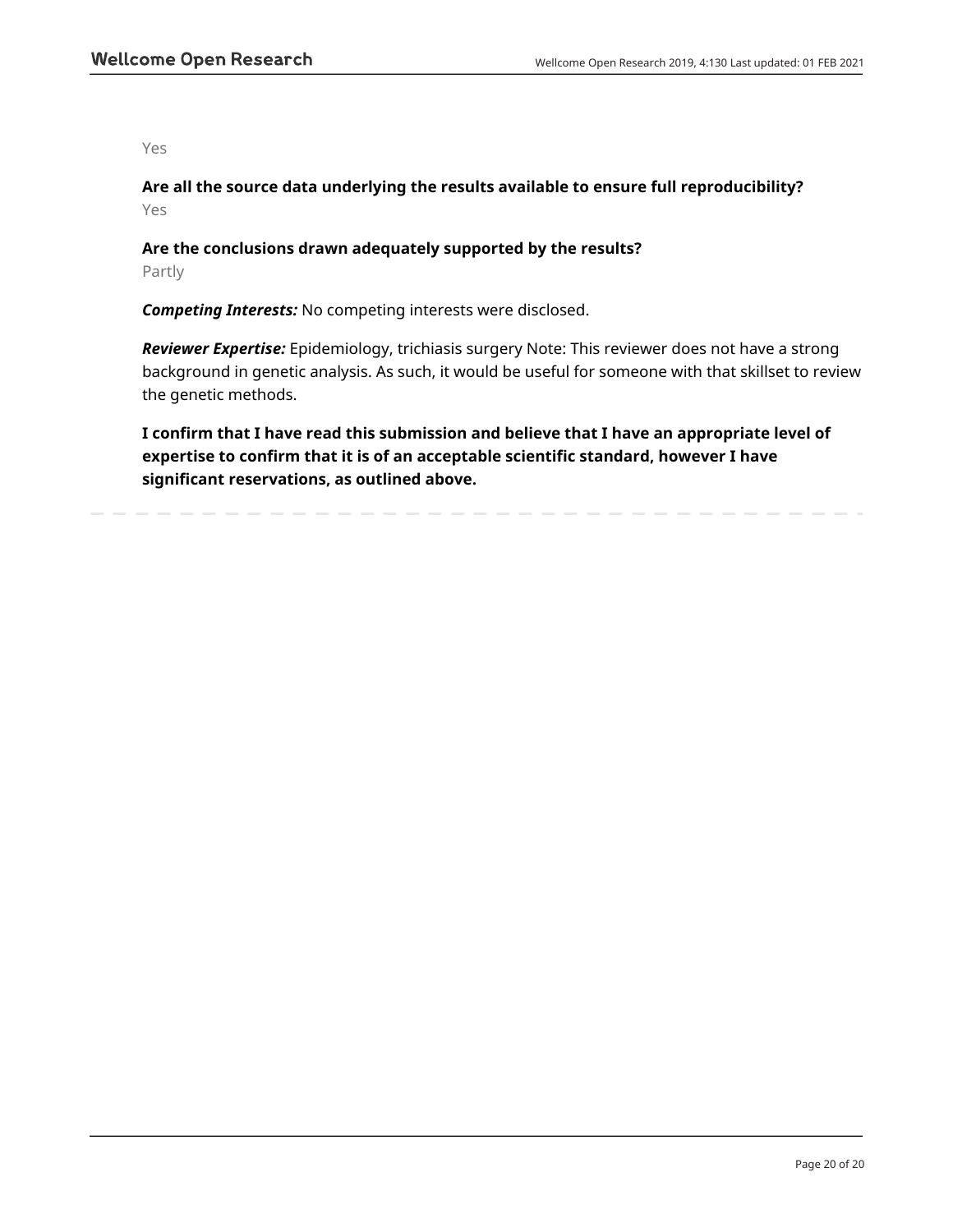Yes

**Are all the source data underlying the results available to ensure full reproducibility?**

Yes

**Are the conclusions drawn adequately supported by the results?**

Partly

***Competing Interests:*** No competing interests were disclosed.

***Reviewer Expertise:*** Epidemiology, trichiasis surgery Note: This reviewer does not have a strong background in genetic analysis. As such, it would be useful for someone with that skillset to review the genetic methods.

**I confirm that I have read this submission and believe that I have an appropriate level of expertise to confirm that it is of an acceptable scientific standard, however I have significant reservations, as outlined above.**